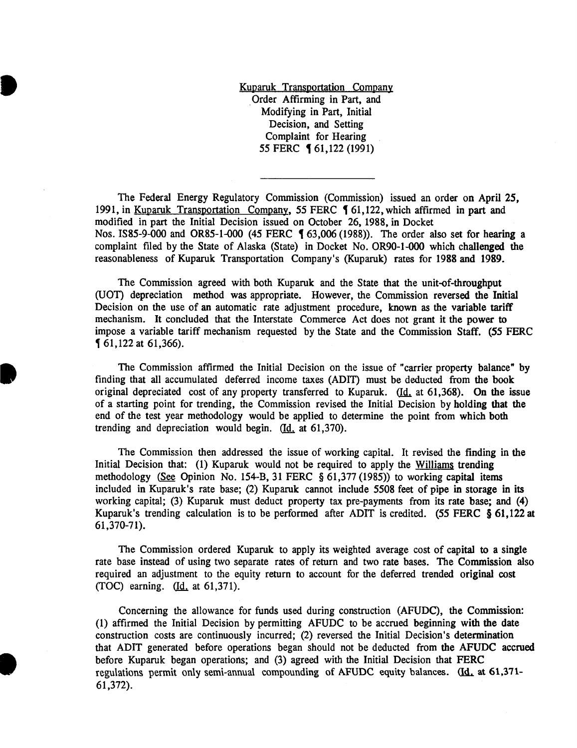Kuparuk Transportation Company
Order Affirming in Part, and Modifying in Part, Initial Decision, and Setting Complaint for Hearing
55 FERC ¶ 61,122 (1991)

---

The Federal Energy Regulatory Commission (Commission) issued an order on April 25, 1991, in Kuparuk Transportation Company, 55 FERC ¶ 61,122, which affirmed in part and modified in part the Initial Decision issued on October 26, 1988, in Docket Nos. IS85-9-000 and OR85-1-000 (45 FERC ¶ 63,006 (1988)). The order also set for hearing a complaint filed by the State of Alaska (State) in Docket No. OR90-1-000 which challenged the reasonableness of Kuparuk Transportation Company's (Kuparuk) rates for 1988 and 1989.

The Commission agreed with both Kuparuk and the State that the unit-of-throughput (UOT) depreciation method was appropriate. However, the Commission reversed the Initial Decision on the use of an automatic rate adjustment procedure, known as the variable tariff mechanism. It concluded that the Interstate Commerce Act does not grant it the power to impose a variable tariff mechanism requested by the State and the Commission Staff. (55 FERC ¶ 61,122 at 61,366).

The Commission affirmed the Initial Decision on the issue of "carrier property balance" by finding that all accumulated deferred income taxes (ADIT) must be deducted from the book original depreciated cost of any property transferred to Kuparuk. (Id. at 61,368). On the issue of a starting point for trending, the Commission revised the Initial Decision by holding that the end of the test year methodology would be applied to determine the point from which both trending and depreciation would begin. (Id. at 61,370).

The Commission then addressed the issue of working capital. It revised the finding in the Initial Decision that: (1) Kuparuk would not be required to apply the Williams trending methodology (See Opinion No. 154-B, 31 FERC § 61,377 (1985)) to working capital items included in Kuparuk's rate base; (2) Kuparuk cannot include 5508 feet of pipe in storage in its working capital; (3) Kuparuk must deduct property tax pre-payments from its rate base; and (4) Kuparuk's trending calculation is to be performed after ADIT is credited. (55 FERC § 61,122 at 61,370-71).

The Commission ordered Kuparuk to apply its weighted average cost of capital to a single rate base instead of using two separate rates of return and two rate bases. The Commission also required an adjustment to the equity return to account for the deferred trended original cost (TOC) earning. (Id. at 61,371).

Concerning the allowance for funds used during construction (AFUDC), the Commission: (1) affirmed the Initial Decision by permitting AFUDC to be accrued beginning with the date construction costs are continuously incurred; (2) reversed the Initial Decision's determination that ADIT generated before operations began should not be deducted from the AFUDC accrued before Kuparuk began operations; and (3) agreed with the Initial Decision that FERC regulations permit only semi-annual compounding of AFUDC equity balances. (Id. at 61,371-61,372).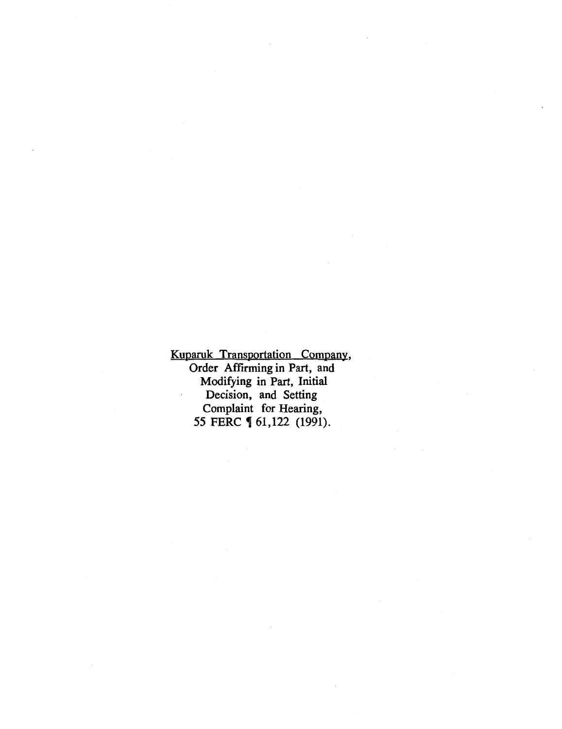<u>Kuparuk Transportation Company</u>,
Order Affirming in Part, and
Modifying in Part, Initial
Decision, and Setting
Complaint for Hearing,
55 FERC ¶ 61,122 (1991).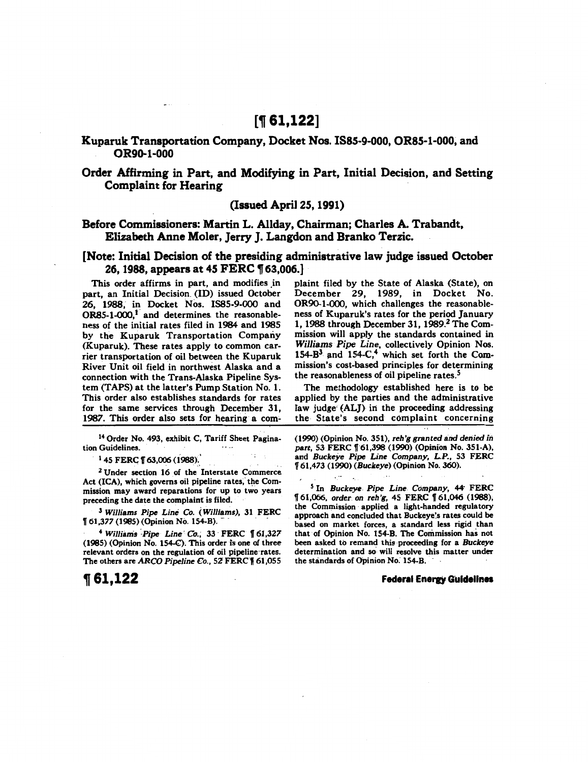# [¶ 61,122]

## Kuparuk Transportation Company, Docket Nos. IS85-9-000, OR85-1-000, and OR90-1-000

## Order Affirming in Part, and Modifying in Part, Initial Decision, and Setting Complaint for Hearing

**(Issued April 25, 1991)**

**Before Commissioners: Martin L. Allday, Chairman; Charles A. Trabandt, Elizabeth Anne Moler, Jerry J. Langdon and Branko Terzic.**

**[Note: Initial Decision of the presiding administrative law judge issued October 26, 1988, appears at 45 FERC ¶ 63,006.]**

This order affirms in part, and modifies in part, an Initial Decision (ID) issued October 26, 1988, in Docket Nos. IS85-9-000 and OR85-1-000,[1] and determines the reasonableness of the initial rates filed in 1984 and 1985 by the Kuparuk Transportation Company (Kuparuk). These rates apply to common carrier transportation of oil between the Kuparuk River Unit oil field in northwest Alaska and a connection with the Trans-Alaska Pipeline System (TAPS) at the latter's Pump Station No. 1. This order also establishes standards for rates for the same services through December 31, 1987. This order also sets for hearing a complaint filed by the State of Alaska (State), on December 29, 1989, in Docket No. OR90-1-000, which challenges the reasonableness of Kuparuk's rates for the period January 1, 1988 through December 31, 1989.[2] The Commission will apply the standards contained in *Williams Pipe Line*, collectively Opinion Nos. 154-B[3] and 154-C,[4] which set forth the Commission's cost-based principles for determining the reasonableness of oil pipeline rates.[5]

The methodology established here is to be applied by the parties and the administrative law judge (ALJ) in the proceeding addressing the State's second complaint concerning

---

[14] Order No. 493, exhibit C, Tariff Sheet Pagination Guidelines.

[1] 45 FERC ¶ 63,006 (1988).

[2] Under section 16 of the Interstate Commerce Act (ICA), which governs oil pipeline rates, the Commission may award reparations for up to two years preceding the date the complaint is filed.

[3] *Williams Pipe Line Co. (Williams)*, 31 FERC ¶ 61,377 (1985) (Opinion No. 154-B).

[4] *Williams Pipe Line Co.*, 33 FERC ¶ 61,327 (1985) (Opinion No. 154-C). This order is one of three relevant orders on the regulation of oil pipeline rates. The others are *ARCO Pipeline Co.*, 52 FERC ¶ 61,055 (1990) (Opinion No. 351), *reh'g granted and denied in part*, 53 FERC ¶ 61,398 (1990) (Opinion No. 351-A), and *Buckeye Pipe Line Company, L.P.*, 53 FERC ¶ 61,473 (1990) (*Buckeye*) (Opinion No. 360).

[5] In *Buckeye Pipe Line Company*, 44 FERC ¶ 61,066, *order on reh'g*, 45 FERC ¶ 61,046 (1988), the Commission applied a light-handed regulatory approach and concluded that Buckeye's rates could be based on market forces, a standard less rigid than that of Opinion No. 154-B. The Commission has not been asked to remand this proceeding for a *Buckeye* determination and so will resolve this matter under the standards of Opinion No. 154-B.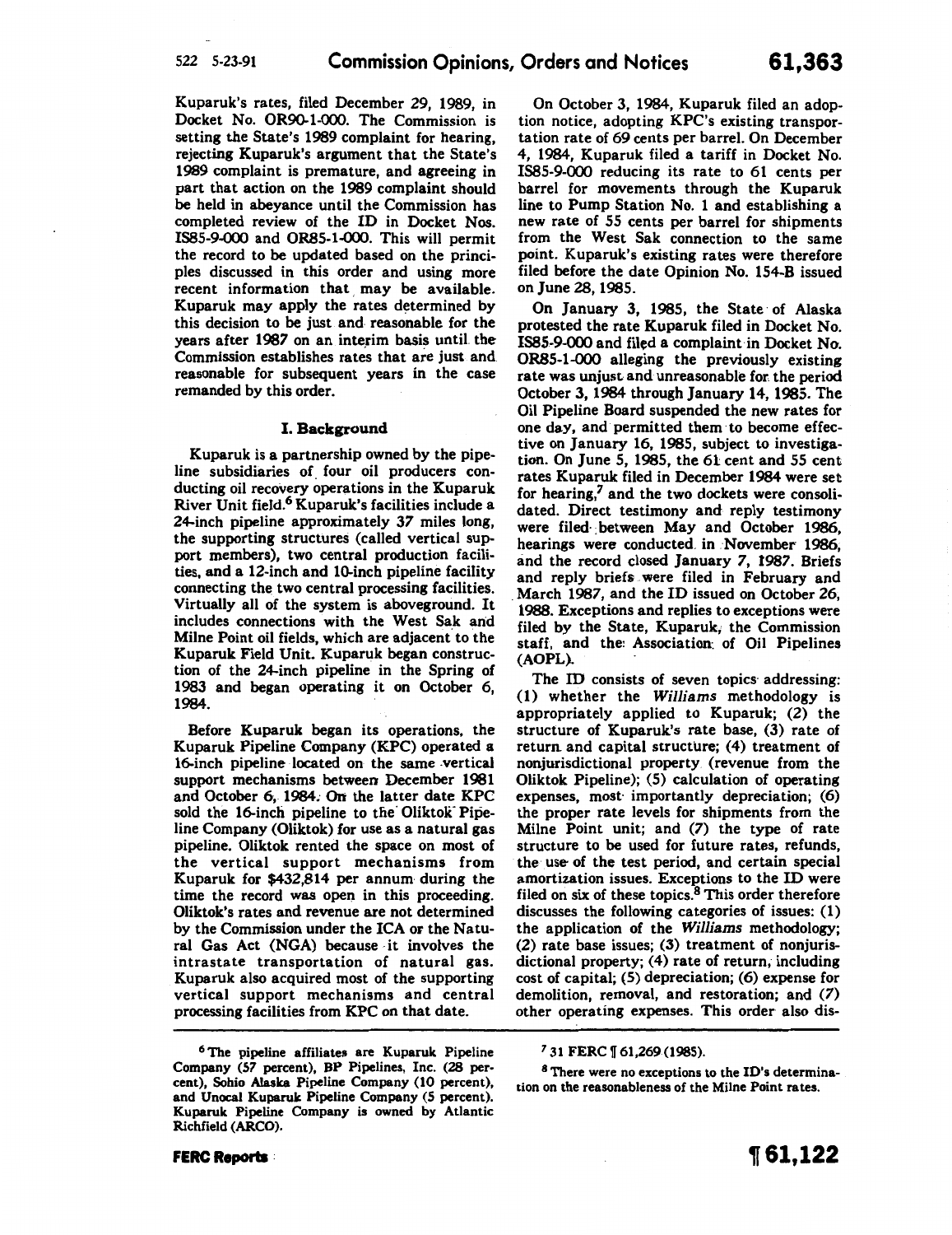Kuparuk's rates, filed December 29, 1989, in Docket No. OR90-1-000. The Commission is setting the State's 1989 complaint for hearing, rejecting Kuparuk's argument that the State's 1989 complaint is premature, and agreeing in part that action on the 1989 complaint should be held in abeyance until the Commission has completed review of the ID in Docket Nos. IS85-9-000 and OR85-1-000. This will permit the record to be updated based on the principles discussed in this order and using more recent information that may be available. Kuparuk may apply the rates determined by this decision to be just and reasonable for the years after 1987 on an interim basis until the Commission establishes rates that are just and reasonable for subsequent years in the case remanded by this order.

## I. Background

Kuparuk is a partnership owned by the pipeline subsidiaries of four oil producers conducting oil recovery operations in the Kuparuk River Unit field.[6] Kuparuk's facilities include a 24-inch pipeline approximately 37 miles long, the supporting structures (called vertical support members), two central production facilities, and a 12-inch and 10-inch pipeline facility connecting the two central processing facilities. Virtually all of the system is aboveground. It includes connections with the West Sak and Milne Point oil fields, which are adjacent to the Kuparuk Field Unit. Kuparuk began construction of the 24-inch pipeline in the Spring of 1983 and began operating it on October 6, 1984.

Before Kuparuk began its operations, the Kuparuk Pipeline Company (KPC) operated a 16-inch pipeline located on the same vertical support mechanisms between December 1981 and October 6, 1984. On the latter date KPC sold the 16-inch pipeline to the Oliktok Pipeline Company (Oliktok) for use as a natural gas pipeline. Oliktok rented the space on most of the vertical support mechanisms from Kuparuk for $432,814 per annum during the time the record was open in this proceeding. Oliktok's rates and revenue are not determined by the Commission under the ICA or the Natural Gas Act (NGA) because it involves the intrastate transportation of natural gas. Kuparuk also acquired most of the supporting vertical support mechanisms and central processing facilities from KPC on that date.

On October 3, 1984, Kuparuk filed an adoption notice, adopting KPC's existing transportation rate of 69 cents per barrel. On December 4, 1984, Kuparuk filed a tariff in Docket No. IS85-9-000 reducing its rate to 61 cents per barrel for movements through the Kuparuk line to Pump Station No. 1 and establishing a new rate of 55 cents per barrel for shipments from the West Sak connection to the same point. Kuparuk's existing rates were therefore filed before the date Opinion No. 154-B issued on June 28, 1985.

On January 3, 1985, the State of Alaska protested the rate Kuparuk filed in Docket No. IS85-9-000 and filed a complaint in Docket No. OR85-1-000 alleging the previously existing rate was unjust and unreasonable for the period October 3, 1984 through January 14, 1985. The Oil Pipeline Board suspended the new rates for one day, and permitted them to become effective on January 16, 1985, subject to investigation. On June 5, 1985, the 61 cent and 55 cent rates Kuparuk filed in December 1984 were set for hearing,[7] and the two dockets were consolidated. Direct testimony and reply testimony were filed between May and October 1986, hearings were conducted in November 1986, and the record closed January 7, 1987. Briefs and reply briefs were filed in February and March 1987, and the ID issued on October 26, 1988. Exceptions and replies to exceptions were filed by the State, Kuparuk, the Commission staff, and the Association of Oil Pipelines (AOPL).

The ID consists of seven topics addressing: (1) whether the *Williams* methodology is appropriately applied to Kuparuk; (2) the structure of Kuparuk's rate base, (3) rate of return and capital structure; (4) treatment of nonjurisdictional property (revenue from the Oliktok Pipeline); (5) calculation of operating expenses, most importantly depreciation; (6) the proper rate levels for shipments from the Milne Point unit; and (7) the type of rate structure to be used for future rates, refunds, the use of the test period, and certain special amortization issues. Exceptions to the ID were filed on six of these topics.[8] This order therefore discusses the following categories of issues: (1) the application of the *Williams* methodology; (2) rate base issues; (3) treatment of nonjurisdictional property; (4) rate of return, including cost of capital; (5) depreciation; (6) expense for demolition, removal, and restoration; and (7) other operating expenses. This order also dis-

---

[6] The pipeline affiliates are Kuparuk Pipeline Company (57 percent), BP Pipelines, Inc. (28 percent), Sohio Alaska Pipeline Company (10 percent), and Unocal Kuparuk Pipeline Company (5 percent). Kuparuk Pipeline Company is owned by Atlantic Richfield (ARCO).

[7] 31 FERC ¶ 61,269 (1985).

[8] There were no exceptions to the ID's determination on the reasonableness of the Milne Point rates.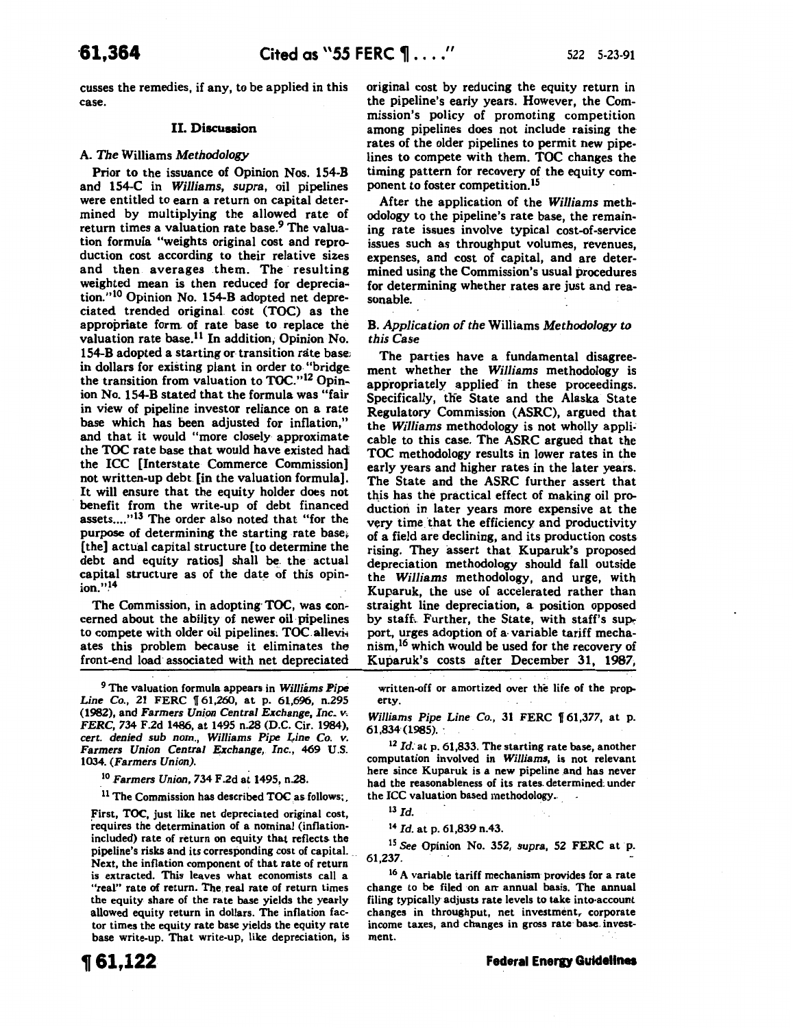cusses the remedies, if any, to be applied in this case.

## II. Discussion

### A. *The* Williams *Methodology*

Prior to the issuance of Opinion Nos. 154-B and 154-C in *Williams, supra*, oil pipelines were entitled to earn a return on capital determined by multiplying the allowed rate of return times a valuation rate base.[9] The valuation formula "weights original cost and reproduction cost according to their relative sizes and then averages them. The resulting weighted mean is then reduced for depreciation."[10] Opinion No. 154-B adopted net depreciated trended original cost (TOC) as the appropriate form of rate base to replace the valuation rate base.[11] In addition, Opinion No. 154-B adopted a starting or transition rate base in dollars for existing plant in order to "bridge the transition from valuation to TOC."[12] Opinion No. 154-B stated that the formula was "fair in view of pipeline investor reliance on a rate base which has been adjusted for inflation," and that it would "more closely approximate the TOC rate base that would have existed had the ICC [Interstate Commerce Commission] not written-up debt [in the valuation formula]. It will ensure that the equity holder does not benefit from the write-up of debt financed assets...."[13] The order also noted that "for the purpose of determining the starting rate base, [the] actual capital structure [to determine the debt and equity ratios] shall be the actual capital structure as of the date of this opinion."[14]

The Commission, in adopting TOC, was concerned about the ability of newer oil pipelines to compete with older oil pipelines. TOC alleviates this problem because it eliminates the front-end load associated with net depreciated original cost by reducing the equity return in the pipeline's early years. However, the Commission's policy of promoting competition among pipelines does not include raising the rates of the older pipelines to permit new pipelines to compete with them. TOC changes the timing pattern for recovery of the equity component to foster competition.[15]

After the application of the *Williams* methodology to the pipeline's rate base, the remaining rate issues involve typical cost-of-service issues such as throughput volumes, revenues, expenses, and cost of capital, and are determined using the Commission's usual procedures for determining whether rates are just and reasonable.

### B. *Application of the* Williams *Methodology to this Case*

The parties have a fundamental disagreement whether the *Williams* methodology is appropriately applied in these proceedings. Specifically, the State and the Alaska State Regulatory Commission (ASRC), argued that the *Williams* methodology is not wholly applicable to this case. The ASRC argued that the TOC methodology results in lower rates in the early years and higher rates in the later years. The State and the ASRC further assert that this has the practical effect of making oil production in later years more expensive at the very time that the efficiency and productivity of a field are declining, and its production costs rising. They assert that Kuparuk's proposed depreciation methodology should fall outside the *Williams* methodology, and urge, with Kuparuk, the use of accelerated rather than straight line depreciation, a position opposed by staff. Further, the State, with staff's support, urges adoption of a variable tariff mechanism,[16] which would be used for the recovery of Kuparuk's costs after December 31, 1987,

---

[9] The valuation formula appears in *Williams Pipe Line Co.*, 21 FERC ¶ 61,260, at p. 61,696, n.295 (1982), and *Farmers Union Central Exchange, Inc. v. FERC*, 734 F.2d 1486, at 1495 n.28 (D.C. Cir. 1984), *cert. denied sub nom., Williams Pipe Line Co. v. Farmers Union Central Exchange, Inc.*, 469 U.S. 1034. (*Farmers Union*).

[10] *Farmers Union*, 734 F.2d at 1495, n.28.

[11] The Commission has described TOC as follows:

First, TOC, just like net depreciated original cost, requires the determination of a nominal (inflation-included) rate of return on equity that reflects the pipeline's risks and its corresponding cost of capital. Next, the inflation component of that rate of return is extracted. This leaves what economists call a "real" rate of return. The real rate of return times the equity share of the rate base yields the yearly allowed equity return in dollars. The inflation factor times the equity rate base yields the equity rate base write-up. That write-up, like depreciation, is written-off or amortized over the life of the property.

*Williams Pipe Line Co.*, 31 FERC ¶ 61,377, at p. 61,834 (1985).

[12] *Id.* at p. 61,833. The starting rate base, another computation involved in *Williams*, is not relevant here since Kuparuk is a new pipeline and has never had the reasonableness of its rates determined under the ICC valuation based methodology.

[13] *Id.*

[14] *Id.* at p. 61,839 n.43.

[15] *See* Opinion No. 352, *supra*, 52 FERC at p. 61,237.

[16] A variable tariff mechanism provides for a rate change to be filed on an annual basis. The annual filing typically adjusts rate levels to take into account changes in throughput, net investment, corporate income taxes, and changes in gross rate base investment.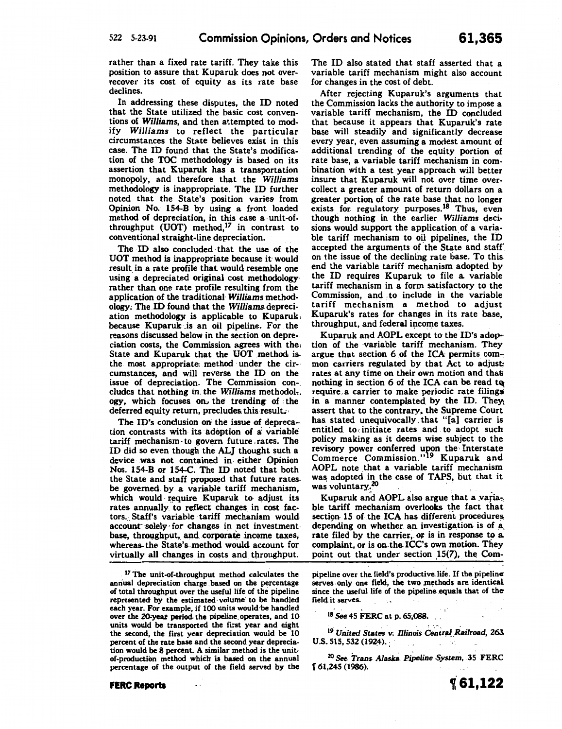rather than a fixed rate tariff. They take this position to assure that Kuparuk does not over-recover its cost of equity as its rate base declines.

In addressing these disputes, the ID noted that the State utilized the basic cost conventions of *Williams*, and then attempted to modify *Williams* to reflect the particular circumstances the State believes exist in this case. The ID found that the State's modification of the TOC methodology is based on its assertion that Kuparuk has a transportation monopoly, and therefore that the *Williams* methodology is inappropriate. The ID further noted that the State's position varies from Opinion No. 154-B by using a front loaded method of depreciation, in this case a unit-of-throughput (UOT) method,[17] in contrast to conventional straight-line depreciation.

The ID also concluded that the use of the UOT method is inappropriate because it would result in a rate profile that would resemble one using a depreciated original cost methodology rather than one rate profile resulting from the application of the traditional *Williams* methodology. The ID found that the *Williams* depreciation methodology is applicable to Kuparuk because Kuparuk is an oil pipeline. For the reasons discussed below in the section on depreciation costs, the Commission agrees with the State and Kuparuk that the UOT method is the most appropriate method under the circumstances, and will reverse the ID on the issue of depreciation. The Commission concludes that nothing in the *Williams* methodology, which focuses on the trending of the deferred equity return, precludes this result.

The ID's conclusion on the issue of depreciation contrasts with its adoption of a variable tariff mechanism to govern future rates. The ID did so even though the ALJ thought such a device was not contained in either Opinion Nos. 154-B or 154-C. The ID noted that both the State and staff proposed that future rates be governed by a variable tariff mechanism, which would require Kuparuk to adjust its rates annually to reflect changes in cost factors. Staff's variable tariff mechanism would account solely for changes in net investment base, throughput, and corporate income taxes, whereas the State's method would account for virtually all changes in costs and throughput. The ID also stated that staff asserted that a variable tariff mechanism might also account for changes in the cost of debt.

After rejecting Kuparuk's arguments that the Commission lacks the authority to impose a variable tariff mechanism, the ID concluded that because it appears that Kuparuk's rate base will steadily and significantly decrease every year, even assuming a modest amount of additional trending of the equity portion of rate base, a variable tariff mechanism in combination with a test year approach will better insure that Kuparuk will not over time over-collect a greater amount of return dollars on a greater portion of the rate base that no longer exists for regulatory purposes.[18] Thus, even though nothing in the earlier *Williams* decisions would support the application of a variable tariff mechanism to oil pipelines, the ID accepted the arguments of the State and staff on the issue of the declining rate base. To this end the variable tariff mechanism adopted by the ID requires Kuparuk to file a variable tariff mechanism in a form satisfactory to the Commission, and to include in the variable tariff mechanism a method to adjust Kuparuk's rates for changes in its rate base, throughput, and federal income taxes.

Kuparuk and AOPL except to the ID's adoption of the variable tariff mechanism. They argue that section 6 of the ICA permits common carriers regulated by that Act to adjust rates at any time on their own motion and that nothing in section 6 of the ICA can be read to require a carrier to make periodic rate filings in a manner contemplated by the ID. They assert that to the contrary, the Supreme Court has stated unequivocally that "[a] carrier is entitled to initiate rates and to adopt such policy making as it deems wise subject to the revisory power conferred upon the Interstate Commerce Commission."[19] Kuparuk and AOPL note that a variable tariff mechanism was adopted in the case of TAPS, but that it was voluntary.[20]

Kuparuk and AOPL also argue that a variable tariff mechanism overlooks the fact that section 15 of the ICA has different procedures depending on whether an investigation is of a rate filed by the carrier, or is in response to a complaint, or is on the ICC's own motion. They point out that under section 15(7), the Com-

---

[17] The unit-of-throughput method calculates the annual depreciation charge based on the percentage of total throughput over the useful life of the pipeline represented by the estimated volume to be handled each year. For example, if 100 units would be handled over the 20-year period the pipeline operates, and 10 units would be transported the first year and eight the second, the first year depreciation would be 10 percent of the rate base and the second year depreciation would be 8 percent. A similar method is the unit-of-production method which is based on the annual percentage of the output of the field served by the pipeline over the field's productive life. If the pipeline serves only one field, the two methods are identical since the useful life of the pipeline equals that of the field it serves.

[18] *See* 45 FERC at p. 65,088.

[19] *United States v. Illinois Central Railroad*, 263 U.S. 515, 532 (1924).

[20] *See. Trans Alaska Pipeline System*, 35 FERC ¶ 61,245 (1986).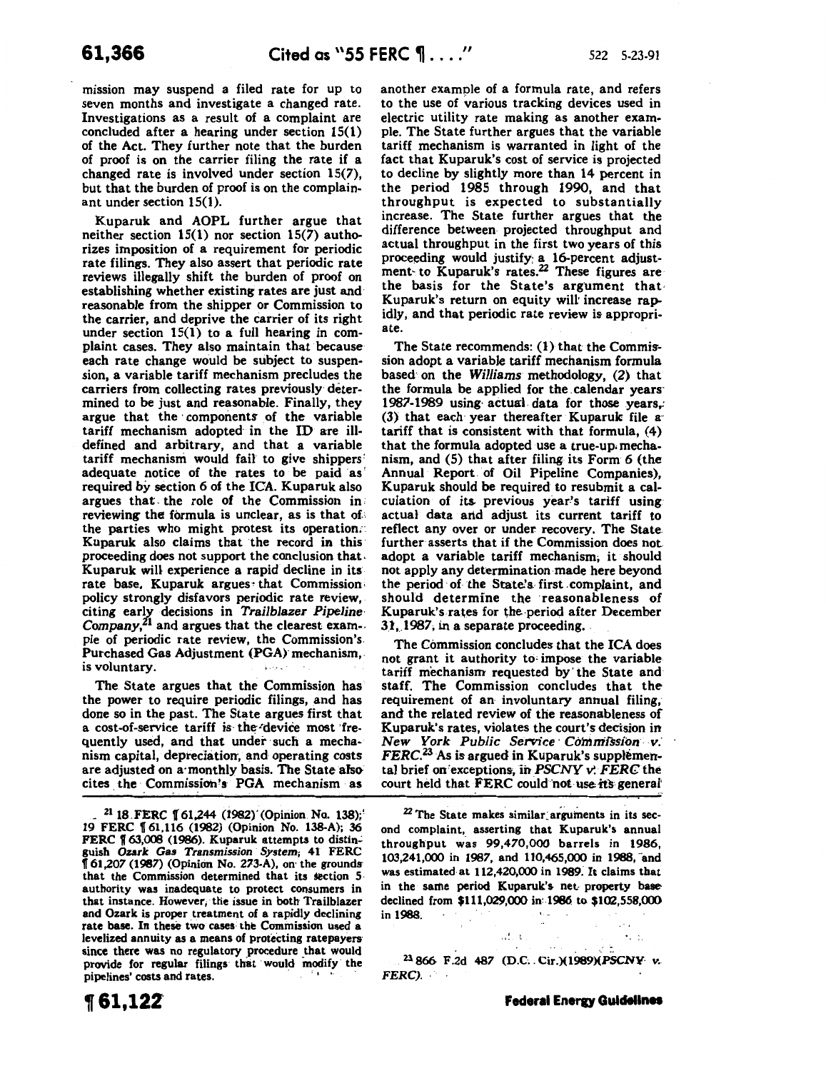mission may suspend a filed rate for up to seven months and investigate a changed rate. Investigations as a result of a complaint are concluded after a hearing under section 15(1) of the Act. They further note that the burden of proof is on the carrier filing the rate if a changed rate is involved under section 15(7), but that the burden of proof is on the complainant under section 15(1).

Kuparuk and AOPL further argue that neither section 15(1) nor section 15(7) authorizes imposition of a requirement for periodic rate filings. They also assert that periodic rate reviews illegally shift the burden of proof on establishing whether existing rates are just and reasonable from the shipper or Commission to the carrier, and deprive the carrier of its right under section 15(1) to a full hearing in complaint cases. They also maintain that because each rate change would be subject to suspension, a variable tariff mechanism precludes the carriers from collecting rates previously determined to be just and reasonable. Finally, they argue that the components of the variable tariff mechanism adopted in the ID are ill-defined and arbitrary, and that a variable tariff mechanism would fail to give shippers adequate notice of the rates to be paid as required by section 6 of the ICA. Kuparuk also argues that the role of the Commission in reviewing the formula is unclear, as is that of the parties who might protest its operation. Kuparuk also claims that the record in this proceeding does not support the conclusion that Kuparuk will experience a rapid decline in its rate base. Kuparuk argues that Commission policy strongly disfavors periodic rate review, citing early decisions in *Trailblazer Pipeline Company*,[21] and argues that the clearest example of periodic rate review, the Commission's Purchased Gas Adjustment (PGA) mechanism, is voluntary.

The State argues that the Commission has the power to require periodic filings, and has done so in the past. The State argues first that a cost-of-service tariff is the device most frequently used, and that under such a mechanism capital, depreciation, and operating costs are adjusted on a monthly basis. The State also cites the Commission's PGA mechanism as another example of a formula rate, and refers to the use of various tracking devices used in electric utility rate making as another example. The State further argues that the variable tariff mechanism is warranted in light of the fact that Kuparuk's cost of service is projected to decline by slightly more than 14 percent in the period 1985 through 1990, and that throughput is expected to substantially increase. The State further argues that the difference between projected throughput and actual throughput in the first two years of this proceeding would justify a 16-percent adjustment to Kuparuk's rates.[22] These figures are the basis for the State's argument that Kuparuk's return on equity will increase rapidly, and that periodic rate review is appropriate.

The State recommends: (1) that the Commission adopt a variable tariff mechanism formula based on the *Williams* methodology, (2) that the formula be applied for the calendar years 1987-1989 using actual data for those years, (3) that each year thereafter Kuparuk file a tariff that is consistent with that formula, (4) that the formula adopted use a true-up mechanism, and (5) that after filing its Form 6 (the Annual Report of Oil Pipeline Companies), Kuparuk should be required to resubmit a calculation of its previous year's tariff using actual data and adjust its current tariff to reflect any over or under recovery. The State further asserts that if the Commission does not adopt a variable tariff mechanism, it should not apply any determination made here beyond the period of the State's first complaint, and should determine the reasonableness of Kuparuk's rates for the period after December 31, 1987, in a separate proceeding.

The Commission concludes that the ICA does not grant it authority to impose the variable tariff mechanism requested by the State and staff. The Commission concludes that the requirement of an involuntary annual filing, and the related review of the reasonableness of Kuparuk's rates, violates the court's decision in *New York Public Service Commission v. FERC*.[23] As is argued in Kuparuk's supplemental brief on exceptions, in *PSCNY v. FERC* the court held that FERC could not use its general

---

[21] 18 FERC ¶ 61,244 (1982) (Opinion No. 138); 19 FERC ¶ 61,116 (1982) (Opinion No. 138-A); 36 FERC ¶ 63,008 (1986). Kuparuk attempts to distinguish *Ozark Gas Transmission System*, 41 FERC ¶ 61,207 (1987) (Opinion No. 273-A), on the grounds that the Commission determined that its section 5 authority was inadequate to protect consumers in that instance. However, the issue in both Trailblazer and Ozark is proper treatment of a rapidly declining rate base. In these two cases the Commission used a levelized annuity as a means of protecting ratepayers since there was no regulatory procedure that would provide for regular filings that would modify the pipelines' costs and rates.

[22] The State makes similar arguments in its second complaint, asserting that Kuparuk's annual throughput was 99,470,000 barrels in 1986, 103,241,000 in 1987, and 110,465,000 in 1988, and was estimated at 112,420,000 in 1989. It claims that in the same period Kuparuk's net property base declined from $111,029,000 in 1986 to $102,558,000 in 1988.

[23] 866 F.2d 487 (D.C. Cir.)(1989)(*PSCNY v. FERC*).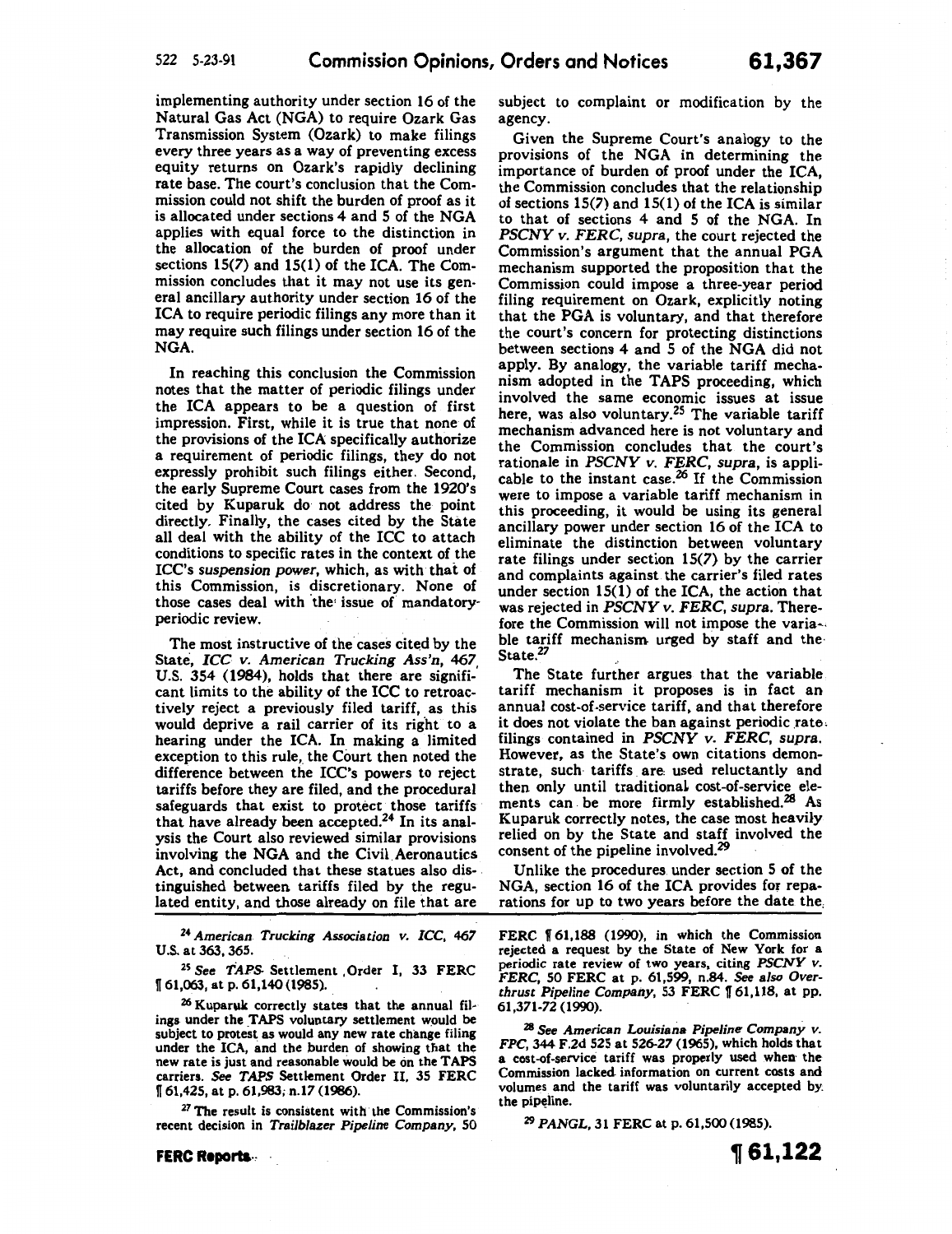implementing authority under section 16 of the Natural Gas Act (NGA) to require Ozark Gas Transmission System (Ozark) to make filings every three years as a way of preventing excess equity returns on Ozark's rapidly declining rate base. The court's conclusion that the Commission could not shift the burden of proof as it is allocated under sections 4 and 5 of the NGA applies with equal force to the distinction in the allocation of the burden of proof under sections 15(7) and 15(1) of the ICA. The Commission concludes that it may not use its general ancillary authority under section 16 of the ICA to require periodic filings any more than it may require such filings under section 16 of the NGA.

In reaching this conclusion the Commission notes that the matter of periodic filings under the ICA appears to be a question of first impression. First, while it is true that none of the provisions of the ICA specifically authorize a requirement of periodic filings, they do not expressly prohibit such filings either. Second, the early Supreme Court cases from the 1920's cited by Kuparuk do not address the point directly. Finally, the cases cited by the State all deal with the ability of the ICC to attach conditions to specific rates in the context of the ICC's *suspension power*, which, as with that of this Commission, is discretionary. None of those cases deal with the issue of mandatory periodic review.

The most instructive of the cases cited by the State, *ICC v. American Trucking Ass'n*, 467 U.S. 354 (1984), holds that there are significant limits to the ability of the ICC to retroactively reject a previously filed tariff, as this would deprive a rail carrier of its right to a hearing under the ICA. In making a limited exception to this rule, the Court then noted the difference between the ICC's powers to reject tariffs before they are filed, and the procedural safeguards that exist to protect those tariffs that have already been accepted.[24] In its analysis the Court also reviewed similar provisions involving the NGA and the Civil Aeronautics Act, and concluded that these statues also distinguished between tariffs filed by the regulated entity, and those already on file that are subject to complaint or modification by the agency.

Given the Supreme Court's analogy to the provisions of the NGA in determining the importance of burden of proof under the ICA, the Commission concludes that the relationship of sections 15(7) and 15(1) of the ICA is similar to that of sections 4 and 5 of the NGA. In *PSCNY v. FERC, supra*, the court rejected the Commission's argument that the annual PGA mechanism supported the proposition that the Commission could impose a three-year period filing requirement on Ozark, explicitly noting that the PGA is voluntary, and that therefore the court's concern for protecting distinctions between sections 4 and 5 of the NGA did not apply. By analogy, the variable tariff mechanism adopted in the TAPS proceeding, which involved the same economic issues at issue here, was also voluntary.[25] The variable tariff mechanism advanced here is not voluntary and the Commission concludes that the court's rationale in *PSCNY v. FERC, supra*, is applicable to the instant case.[26] If the Commission were to impose a variable tariff mechanism in this proceeding, it would be using its general ancillary power under section 16 of the ICA to eliminate the distinction between voluntary rate filings under section 15(7) by the carrier and complaints against the carrier's filed rates under section 15(1) of the ICA, the action that was rejected in *PSCNY v. FERC, supra*. Therefore the Commission will not impose the variable tariff mechanism urged by staff and the State.[27]

The State further argues that the variable tariff mechanism it proposes is in fact an annual cost-of-service tariff, and that therefore it does not violate the ban against periodic rate filings contained in *PSCNY v. FERC, supra*. However, as the State's own citations demonstrate, such tariffs are used reluctantly and then only until traditional cost-of-service elements can be more firmly established.[28] As Kuparuk correctly notes, the case most heavily relied on by the State and staff involved the consent of the pipeline involved.[29]

Unlike the procedures under section 5 of the NGA, section 16 of the ICA provides for reparations for up to two years before the date the

---

[24] *American Trucking Association v. ICC*, 467 U.S. at 363, 365.

[25] *See TAPS* Settlement Order I, 33 FERC ¶ 61,063, at p. 61,140 (1985).

[26] Kuparuk correctly states that the annual filings under the TAPS voluntary settlement would be subject to protest as would any new rate change filing under the ICA, and the burden of showing that the new rate is just and reasonable would be on the TAPS carriers. *See TAPS* Settlement Order II, 35 FERC ¶ 61,425, at p. 61,983, n.17 (1986).

[27] The result is consistent with the Commission's recent decision in *Trailblazer Pipeline Company*, 50 FERC ¶ 61,188 (1990), in which the Commission rejected a request by the State of New York for a periodic rate review of two years, citing *PSCNY v. FERC*, 50 FERC at p. 61,599, n.84. *See also Overthrust Pipeline Company*, 53 FERC ¶ 61,118, at pp. 61,371-72 (1990).

[28] *See American Louisiana Pipeline Company v. FPC*, 344 F.2d 525 at 526-27 (1965), which holds that a cost-of-service tariff was properly used when the Commission lacked information on current costs and volumes and the tariff was voluntarily accepted by the pipeline.

[29] *PANGL*, 31 FERC at p. 61,500 (1985).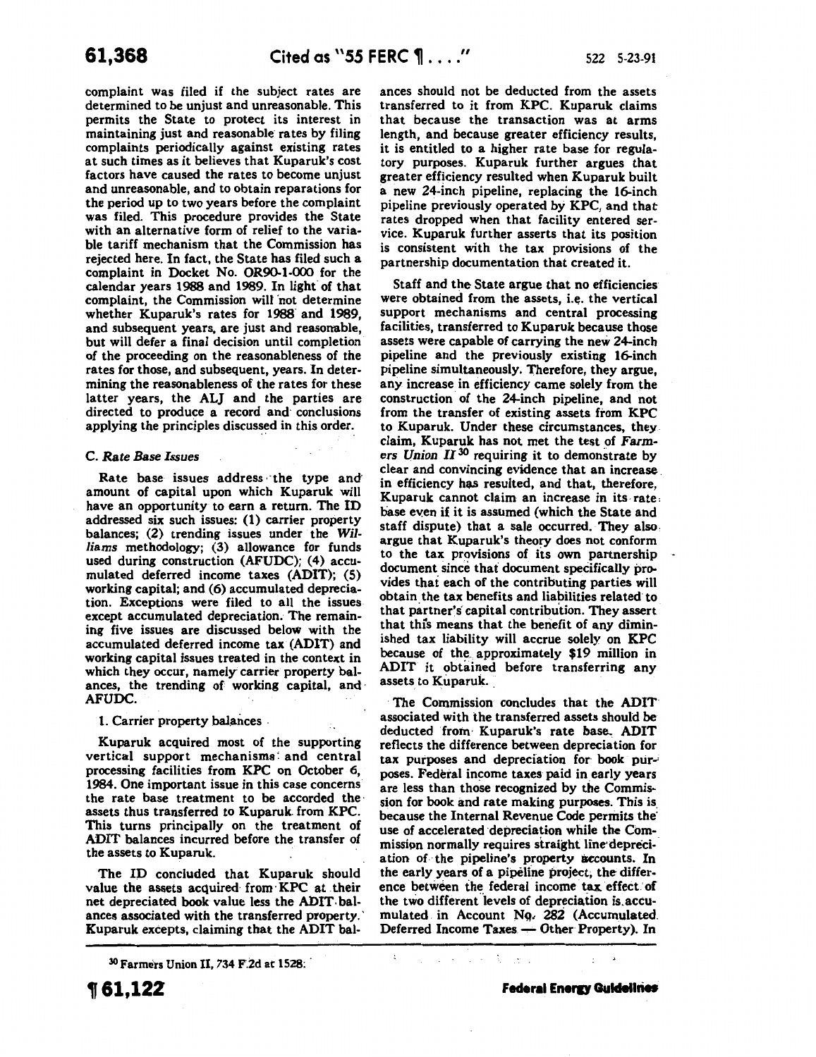complaint was filed if the subject rates are determined to be unjust and unreasonable. This permits the State to protect its interest in maintaining just and reasonable rates by filing complaints periodically against existing rates at such times as it believes that Kuparuk's cost factors have caused the rates to become unjust and unreasonable, and to obtain reparations for the period up to two years before the complaint was filed. This procedure provides the State with an alternative form of relief to the variable tariff mechanism that the Commission has rejected here. In fact, the State has filed such a complaint in Docket No. OR90-1-000 for the calendar years 1988 and 1989. In light of that complaint, the Commission will not determine whether Kuparuk's rates for 1988 and 1989, and subsequent years, are just and reasonable, but will defer a final decision until completion of the proceeding on the reasonableness of the rates for those, and subsequent, years. In determining the reasonableness of the rates for these latter years, the ALJ and the parties are directed to produce a record and conclusions applying the principles discussed in this order.

### C. *Rate Base Issues*

Rate base issues address the type and amount of capital upon which Kuparuk will have an opportunity to earn a return. The ID addressed six such issues: (1) carrier property balances; (2) trending issues under the *Williams* methodology; (3) allowance for funds used during construction (AFUDC); (4) accumulated deferred income taxes (ADIT); (5) working capital; and (6) accumulated depreciation. Exceptions were filed to all the issues except accumulated depreciation. The remaining five issues are discussed below with the accumulated deferred income tax (ADIT) and working capital issues treated in the context in which they occur, namely carrier property balances, the trending of working capital, and AFUDC.

#### 1. Carrier property balances

Kuparuk acquired most of the supporting vertical support mechanisms and central processing facilities from KPC on October 6, 1984. One important issue in this case concerns the rate base treatment to be accorded the assets thus transferred to Kuparuk from KPC. This turns principally on the treatment of ADIT balances incurred before the transfer of the assets to Kuparuk.

The ID concluded that Kuparuk should value the assets acquired from KPC at their net depreciated book value less the ADIT balances associated with the transferred property. Kuparuk excepts, claiming that the ADIT balances should not be deducted from the assets transferred to it from KPC. Kuparuk claims that because the transaction was at arms length, and because greater efficiency results, it is entitled to a higher rate base for regulatory purposes. Kuparuk further argues that greater efficiency resulted when Kuparuk built a new 24-inch pipeline, replacing the 16-inch pipeline previously operated by KPC, and that rates dropped when that facility entered service. Kuparuk further asserts that its position is consistent with the tax provisions of the partnership documentation that created it.

Staff and the State argue that no efficiencies were obtained from the assets, i.e. the vertical support mechanisms and central processing facilities, transferred to Kuparuk because those assets were capable of carrying the new 24-inch pipeline and the previously existing 16-inch pipeline simultaneously. Therefore, they argue, any increase in efficiency came solely from the construction of the 24-inch pipeline, and not from the transfer of existing assets from KPC to Kuparuk. Under these circumstances, they claim, Kuparuk has not met the test of *Farmers Union II*[30] requiring it to demonstrate by clear and convincing evidence that an increase in efficiency has resulted, and that, therefore, Kuparuk cannot claim an increase in its rate base even if it is assumed (which the State and staff dispute) that a sale occurred. They also argue that Kuparuk's theory does not conform to the tax provisions of its own partnership document since that document specifically provides that each of the contributing parties will obtain the tax benefits and liabilities related to that partner's capital contribution. They assert that this means that the benefit of any diminished tax liability will accrue solely on KPC because of the approximately $19 million in ADIT it obtained before transferring any assets to Kuparuk.

The Commission concludes that the ADIT associated with the transferred assets should be deducted from Kuparuk's rate base. ADIT reflects the difference between depreciation for tax purposes and depreciation for book purposes. Federal income taxes paid in early years are less than those recognized by the Commission for book and rate making purposes. This is because the Internal Revenue Code permits the use of accelerated depreciation while the Commission normally requires straight line depreciation of the pipeline's property accounts. In the early years of a pipeline project, the difference between the federal income tax effect of the two different levels of depreciation is accumulated in Account No. 282 (Accumulated Deferred Income Taxes — Other Property). In

[30] Farmers Union II, 734 F.2d at 1528.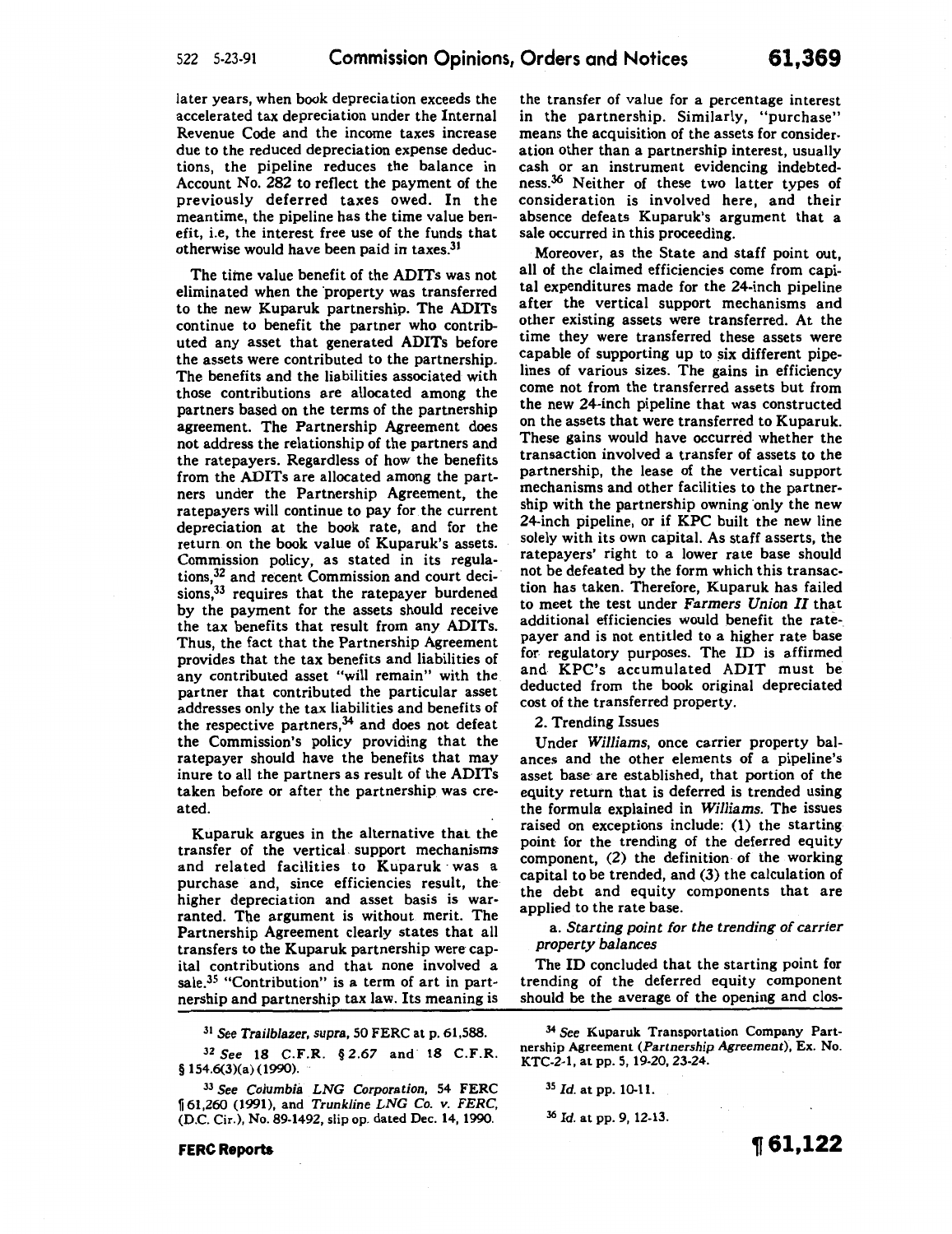later years, when book depreciation exceeds the accelerated tax depreciation under the Internal Revenue Code and the income taxes increase due to the reduced depreciation expense deductions, the pipeline reduces the balance in Account No. 282 to reflect the payment of the previously deferred taxes owed. In the meantime, the pipeline has the time value benefit, i.e, the interest free use of the funds that otherwise would have been paid in taxes.[31]

The time value benefit of the ADITs was not eliminated when the property was transferred to the new Kuparuk partnership. The ADITs continue to benefit the partner who contributed any asset that generated ADITs before the assets were contributed to the partnership. The benefits and the liabilities associated with those contributions are allocated among the partners based on the terms of the partnership agreement. The Partnership Agreement does not address the relationship of the partners and the ratepayers. Regardless of how the benefits from the ADITs are allocated among the partners under the Partnership Agreement, the ratepayers will continue to pay for the current depreciation at the book rate, and for the return on the book value of Kuparuk's assets. Commission policy, as stated in its regulations,[32] and recent Commission and court decisions,[33] requires that the ratepayer burdened by the payment for the assets should receive the tax benefits that result from any ADITs. Thus, the fact that the Partnership Agreement provides that the tax benefits and liabilities of any contributed asset "will remain" with the partner that contributed the particular asset addresses only the tax liabilities and benefits of the respective partners,[34] and does not defeat the Commission's policy providing that the ratepayer should have the benefits that may inure to all the partners as result of the ADITs taken before or after the partnership was created.

Kuparuk argues in the alternative that the transfer of the vertical support mechanisms and related facilities to Kuparuk was a purchase and, since efficiencies result, the higher depreciation and asset basis is warranted. The argument is without merit. The Partnership Agreement clearly states that all transfers to the Kuparuk partnership were capital contributions and that none involved a sale.[35] "Contribution" is a term of art in partnership and partnership tax law. Its meaning is the transfer of value for a percentage interest in the partnership. Similarly, "purchase" means the acquisition of the assets for consideration other than a partnership interest, usually cash or an instrument evidencing indebtedness.[36] Neither of these two latter types of consideration is involved here, and their absence defeats Kuparuk's argument that a sale occurred in this proceeding.

Moreover, as the State and staff point out, all of the claimed efficiencies come from capital expenditures made for the 24-inch pipeline after the vertical support mechanisms and other existing assets were transferred. At the time they were transferred these assets were capable of supporting up to six different pipelines of various sizes. The gains in efficiency come not from the transferred assets but from the new 24-inch pipeline that was constructed on the assets that were transferred to Kuparuk. These gains would have occurred whether the transaction involved a transfer of assets to the partnership, the lease of the vertical support mechanisms and other facilities to the partnership with the partnership owning only the new 24-inch pipeline, or if KPC built the new line solely with its own capital. As staff asserts, the ratepayers' right to a lower rate base should not be defeated by the form which this transaction has taken. Therefore, Kuparuk has failed to meet the test under *Farmers Union II* that additional efficiencies would benefit the ratepayer and is not entitled to a higher rate base for regulatory purposes. The ID is affirmed and KPC's accumulated ADIT must be deducted from the book original depreciated cost of the transferred property.

2. Trending Issues

Under *Williams*, once carrier property balances and the other elements of a pipeline's asset base are established, that portion of the equity return that is deferred is trended using the formula explained in *Williams*. The issues raised on exceptions include: (1) the starting point for the trending of the deferred equity component, (2) the definition of the working capital to be trended, and (3) the calculation of the debt and equity components that are applied to the rate base.

a. *Starting point for the trending of carrier property balances*

The ID concluded that the starting point for trending of the deferred equity component should be the average of the opening and clos-

[31] *See Trailblazer, supra*, 50 FERC at p. 61,588.

[32] *See* 18 C.F.R. § 2.67 and 18 C.F.R. § 154.6(3)(a) (1990).

[33] *See Columbia LNG Corporation*, 54 FERC ¶ 61,260 (1991), and *Trunkline LNG Co. v. FERC*, (D.C. Cir.), No. 89-1492, slip op. dated Dec. 14, 1990.

[34] *See* Kuparuk Transportation Company Partnership Agreement (*Partnership Agreement*), Ex. No. KTC-2-1, at pp. 5, 19-20, 23-24.

[35] *Id.* at pp. 10-11.

[36] *Id.* at pp. 9, 12-13.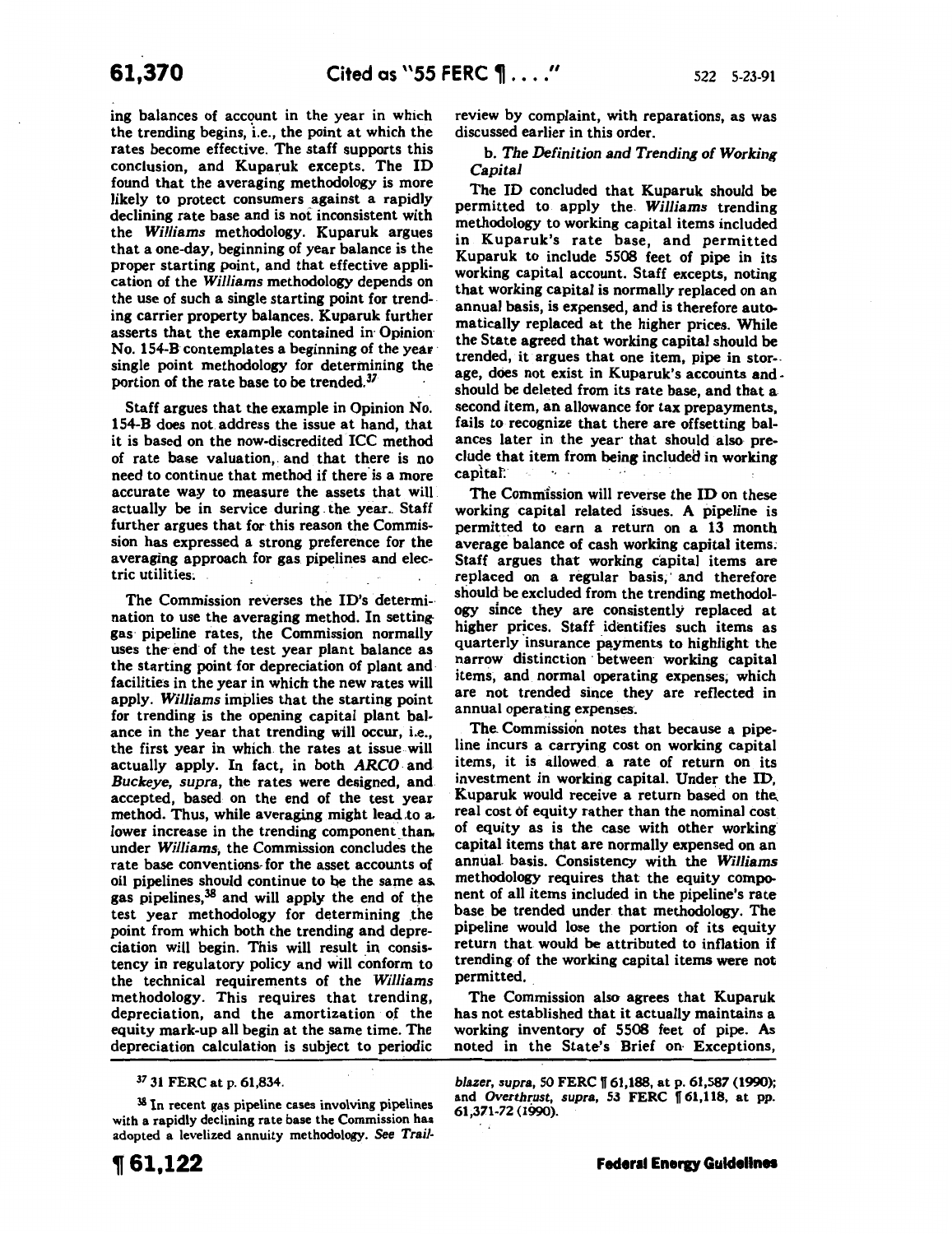ing balances of account in the year in which the trending begins, i.e., the point at which the rates become effective. The staff supports this conclusion, and Kuparuk excepts. The ID found that the averaging methodology is more likely to protect consumers against a rapidly declining rate base and is not inconsistent with the *Williams* methodology. Kuparuk argues that a one-day, beginning of year balance is the proper starting point, and that effective application of the *Williams* methodology depends on the use of such a single starting point for trending carrier property balances. Kuparuk further asserts that the example contained in Opinion No. 154-B contemplates a beginning of the year single point methodology for determining the portion of the rate base to be trended.[37]

Staff argues that the example in Opinion No. 154-B does not address the issue at hand, that it is based on the now-discredited ICC method of rate base valuation, and that there is no need to continue that method if there is a more accurate way to measure the assets that will actually be in service during the year. Staff further argues that for this reason the Commission has expressed a strong preference for the averaging approach for gas pipelines and electric utilities.

The Commission reverses the ID's determination to use the averaging method. In setting gas pipeline rates, the Commission normally uses the end of the test year plant balance as the starting point for depreciation of plant and facilities in the year in which the new rates will apply. *Williams* implies that the starting point for trending is the opening capital plant balance in the year that trending will occur, i.e., the first year in which the rates at issue will actually apply. In fact, in both *ARCO* and *Buckeye*, *supra*, the rates were designed, and accepted, based on the end of the test year method. Thus, while averaging might lead to a lower increase in the trending component than under *Williams*, the Commission concludes the rate base conventions for the asset accounts of oil pipelines should continue to be the same as gas pipelines,[38] and will apply the end of the test year methodology for determining the point from which both the trending and depreciation will begin. This will result in consistency in regulatory policy and will conform to the technical requirements of the *Williams* methodology. This requires that trending, depreciation, and the amortization of the equity mark-up all begin at the same time. The depreciation calculation is subject to periodic review by complaint, with reparations, as was discussed earlier in this order.

*b. The Definition and Trending of Working Capital*

The ID concluded that Kuparuk should be permitted to apply the *Williams* trending methodology to working capital items included in Kuparuk's rate base, and permitted Kuparuk to include 5508 feet of pipe in its working capital account. Staff excepts, noting that working capital is normally replaced on an annual basis, is expensed, and is therefore automatically replaced at the higher prices. While the State agreed that working capital should be trended, it argues that one item, pipe in storage, does not exist in Kuparuk's accounts and should be deleted from its rate base, and that a second item, an allowance for tax prepayments, fails to recognize that there are offsetting balances later in the year that should also preclude that item from being included in working capital.

The Commission will reverse the ID on these working capital related issues. A pipeline is permitted to earn a return on a 13 month average balance of cash working capital items. Staff argues that working capital items are replaced on a regular basis, and therefore should be excluded from the trending methodology since they are consistently replaced at higher prices. Staff identifies such items as quarterly insurance payments to highlight the narrow distinction between working capital items, and normal operating expenses, which are not trended since they are reflected in annual operating expenses.

The Commission notes that because a pipeline incurs a carrying cost on working capital items, it is allowed a rate of return on its investment in working capital. Under the ID, Kuparuk would receive a return based on the real cost of equity rather than the nominal cost of equity as is the case with other working capital items that are normally expensed on an annual basis. Consistency with the *Williams* methodology requires that the equity component of all items included in the pipeline's rate base be trended under that methodology. The pipeline would lose the portion of its equity return that would be attributed to inflation if trending of the working capital items were not permitted.

The Commission also agrees that Kuparuk has not established that it actually maintains a working inventory of 5508 feet of pipe. As noted in the State's Brief on Exceptions,

[37] 31 FERC at p. 61,834.

[38] In recent gas pipeline cases involving pipelines with a rapidly declining rate base the Commission has adopted a levelized annuity methodology. See *Trailblazer*, *supra*, 50 FERC ¶ 61,188, at p. 61,587 (1990); and *Overthrust*, *supra*, 53 FERC ¶ 61,118, at pp. 61,371-72 (1990).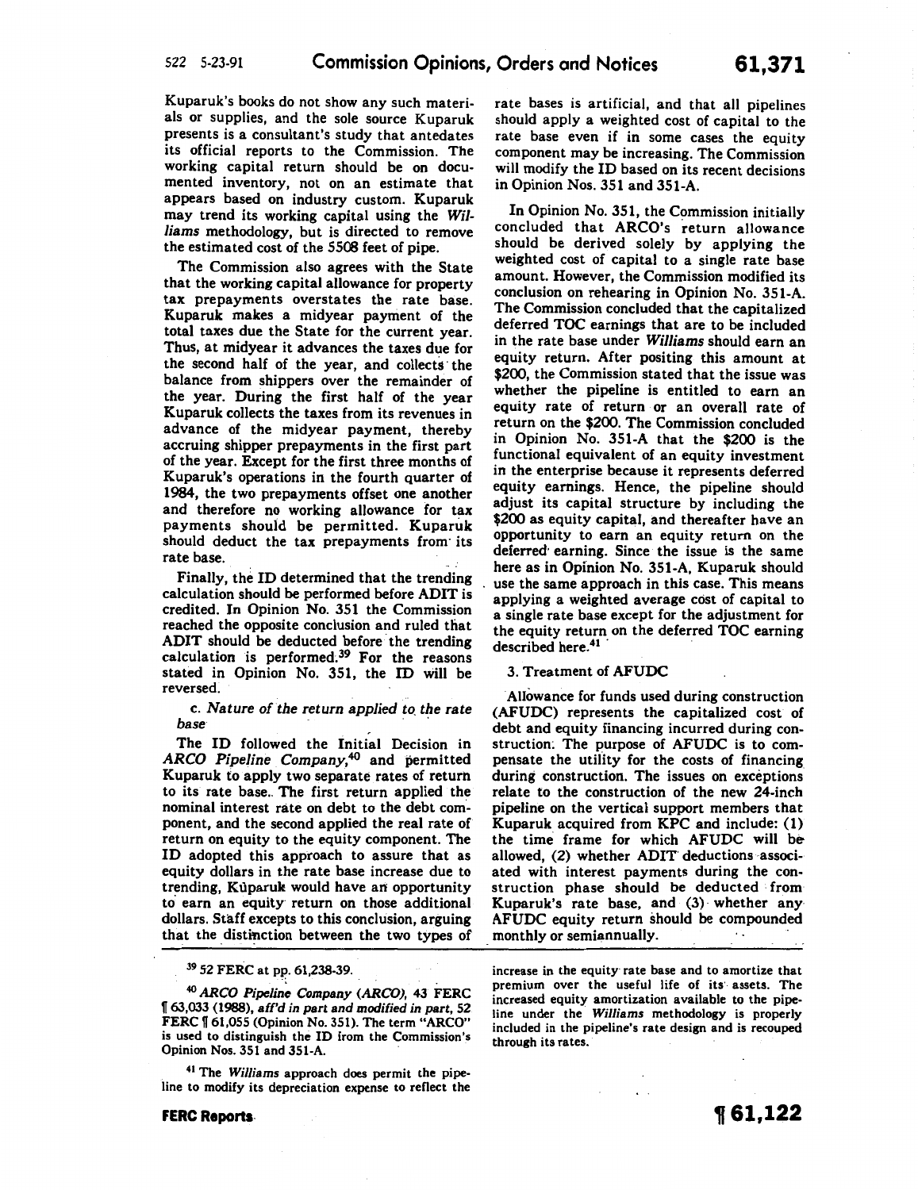Kuparuk's books do not show any such materials or supplies, and the sole source Kuparuk presents is a consultant's study that antedates its official reports to the Commission. The working capital return should be on documented inventory, not on an estimate that appears based on industry custom. Kuparuk may trend its working capital using the *Williams* methodology, but is directed to remove the estimated cost of the 5508 feet of pipe.

The Commission also agrees with the State that the working capital allowance for property tax prepayments overstates the rate base. Kuparuk makes a midyear payment of the total taxes due the State for the current year. Thus, at midyear it advances the taxes due for the second half of the year, and collects the balance from shippers over the remainder of the year. During the first half of the year Kuparuk collects the taxes from its revenues in advance of the midyear payment, thereby accruing shipper prepayments in the first part of the year. Except for the first three months of Kuparuk's operations in the fourth quarter of 1984, the two prepayments offset one another and therefore no working allowance for tax payments should be permitted. Kuparuk should deduct the tax prepayments from its rate base.

Finally, the ID determined that the trending calculation should be performed before ADIT is credited. In Opinion No. 351 the Commission reached the opposite conclusion and ruled that ADIT should be deducted before the trending calculation is performed.[39] For the reasons stated in Opinion No. 351, the ID will be reversed.

*c. Nature of the return applied to the rate base*

The ID followed the Initial Decision in *ARCO Pipeline Company*,[40] and permitted Kuparuk to apply two separate rates of return to its rate base. The first return applied the nominal interest rate on debt to the debt component, and the second applied the real rate of return on equity to the equity component. The ID adopted this approach to assure that as equity dollars in the rate base increase due to trending, Kuparuk would have an opportunity to earn an equity return on those additional dollars. Staff excepts to this conclusion, arguing that the distinction between the two types of rate bases is artificial, and that all pipelines should apply a weighted cost of capital to the rate base even if in some cases the equity component may be increasing. The Commission will modify the ID based on its recent decisions in Opinion Nos. 351 and 351-A.

In Opinion No. 351, the Commission initially concluded that ARCO's return allowance should be derived solely by applying the weighted cost of capital to a single rate base amount. However, the Commission modified its conclusion on rehearing in Opinion No. 351-A. The Commission concluded that the capitalized deferred TOC earnings that are to be included in the rate base under *Williams* should earn an equity return. After positing this amount at \$200, the Commission stated that the issue was whether the pipeline is entitled to earn an equity rate of return or an overall rate of return on the \$200. The Commission concluded in Opinion No. 351-A that the \$200 is the functional equivalent of an equity investment in the enterprise because it represents deferred equity earnings. Hence, the pipeline should adjust its capital structure by including the \$200 as equity capital, and thereafter have an opportunity to earn an equity return on the deferred earning. Since the issue is the same here as in Opinion No. 351-A, Kuparuk should use the same approach in this case. This means applying a weighted average cost of capital to a single rate base except for the adjustment for the equity return on the deferred TOC earning described here.[41]

3. Treatment of AFUDC

Allowance for funds used during construction (AFUDC) represents the capitalized cost of debt and equity financing incurred during construction. The purpose of AFUDC is to compensate the utility for the costs of financing during construction. The issues on exceptions relate to the construction of the new 24-inch pipeline on the vertical support members that Kuparuk acquired from KPC and include: (1) the time frame for which AFUDC will be allowed, (2) whether ADIT deductions associated with interest payments during the construction phase should be deducted from Kuparuk's rate base, and (3) whether any AFUDC equity return should be compounded monthly or semiannually.

---

[39] 52 FERC at pp. 61,238-39.

[40] *ARCO Pipeline Company (ARCO)*, 43 FERC ¶ 63,033 (1988), *aff'd in part and modified in part*, 52 FERC ¶ 61,055 (Opinion No. 351). The term "ARCO" is used to distinguish the ID from the Commission's Opinion Nos. 351 and 351-A.

[41] The *Williams* approach does permit the pipeline to modify its depreciation expense to reflect the increase in the equity rate base and to amortize that premium over the useful life of its assets. The increased equity amortization available to the pipeline under the *Williams* methodology is properly included in the pipeline's rate design and is recouped through its rates.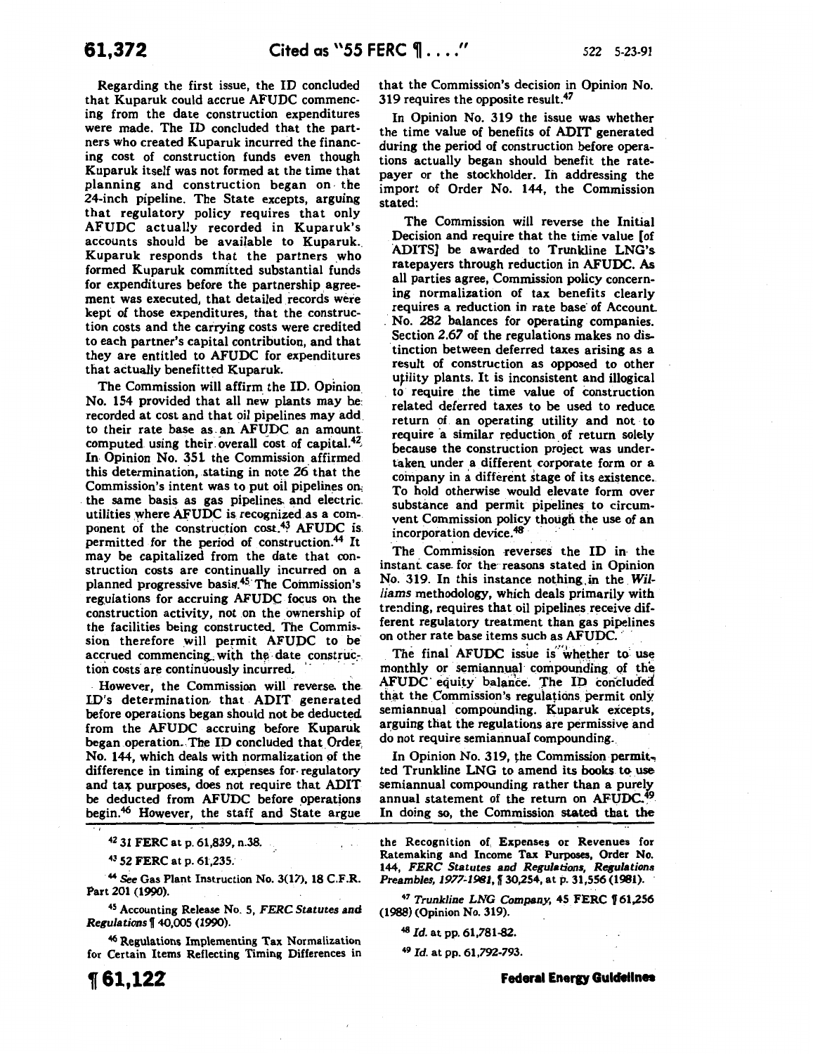Regarding the first issue, the ID concluded that Kuparuk could accrue AFUDC commencing from the date construction expenditures were made. The ID concluded that the partners who created Kuparuk incurred the financing cost of construction funds even though Kuparuk itself was not formed at the time that planning and construction began on the 24-inch pipeline. The State excepts, arguing that regulatory policy requires that only AFUDC actually recorded in Kuparuk's accounts should be available to Kuparuk. Kuparuk responds that the partners who formed Kuparuk committed substantial funds for expenditures before the partnership agreement was executed, that detailed records were kept of those expenditures, that the construction costs and the carrying costs were credited to each partner's capital contribution, and that they are entitled to AFUDC for expenditures that actually benefitted Kuparuk.

The Commission will affirm the ID. Opinion No. 154 provided that all new plants may be recorded at cost and that oil pipelines may add to their rate base as an AFUDC an amount computed using their overall cost of capital.[42] In Opinion No. 351 the Commission affirmed this determination, stating in note 26 that the Commission's intent was to put oil pipelines on the same basis as gas pipelines and electric utilities where AFUDC is recognized as a component of the construction cost.[43] AFUDC is permitted for the period of construction.[44] It may be capitalized from the date that construction costs are continually incurred on a planned progressive basis.[45] The Commission's regulations for accruing AFUDC focus on the construction activity, not on the ownership of the facilities being constructed. The Commission therefore will permit AFUDC to be accrued commencing with the date construction costs are continuously incurred.

However, the Commission will reverse the ID's determination that ADIT generated before operations began should not be deducted from the AFUDC accruing before Kuparuk began operation. The ID concluded that Order No. 144, which deals with normalization of the difference in timing of expenses for regulatory and tax purposes, does not require that ADIT be deducted from AFUDC before operations begin.[46] However, the staff and State argue that the Commission's decision in Opinion No. 319 requires the opposite result.[47]

In Opinion No. 319 the issue was whether the time value of benefits of ADIT generated during the period of construction before operations actually began should benefit the ratepayer or the stockholder. In addressing the import of Order No. 144, the Commission stated:

> The Commission will reverse the Initial Decision and require that the time value [of ADITS] be awarded to Trunkline LNG's ratepayers through reduction in AFUDC. As all parties agree, Commission policy concerning normalization of tax benefits clearly requires a reduction in rate base of Account No. 282 balances for operating companies. Section 2.67 of the regulations makes no distinction between deferred taxes arising as a result of construction as opposed to other utility plants. It is inconsistent and illogical to require the time value of construction related deferred taxes to be used to reduce return of an operating utility and not to require a similar reduction of return solely because the construction project was undertaken under a different corporate form or a company in a different stage of its existence. To hold otherwise would elevate form over substance and permit pipelines to circumvent Commission policy though the use of an incorporation device.[48]

The Commission reverses the ID in the instant case for the reasons stated in Opinion No. 319. In this instance nothing in the *Williams* methodology, which deals primarily with trending, requires that oil pipelines receive different regulatory treatment than gas pipelines on other rate base items such as AFUDC.

The final AFUDC issue is whether to use monthly or semiannual compounding of the AFUDC equity balance. The ID concluded that the Commission's regulations permit only semiannual compounding. Kuparuk excepts, arguing that the regulations are permissive and do not require semiannual compounding.

In Opinion No. 319, the Commission permitted Trunkline LNG to amend its books to use semiannual compounding rather than a purely annual statement of the return on AFUDC.[49] In doing so, the Commission stated that the

---

[42] 31 FERC at p. 61,839, n.38.

[43] 52 FERC at p. 61,235.

[44] *See* Gas Plant Instruction No. 3(17), 18 C.F.R. Part 201 (1990).

[45] Accounting Release No. 5, *FERC Statutes and Regulations* ¶ 40,005 (1990).

[46] Regulations Implementing Tax Normalization for Certain Items Reflecting Timing Differences in the Recognition of Expenses or Revenues for Ratemaking and Income Tax Purposes, Order No. 144, *FERC Statutes and Regulations, Regulations Preambles, 1977-1981*, ¶ 30,254, at p. 31,556 (1981).

[47] *Trunkline LNG Company*, 45 FERC ¶ 61,256 (1988) (Opinion No. 319).

[48] *Id.* at pp. 61,781-82.

[49] *Id.* at pp. 61,792-793.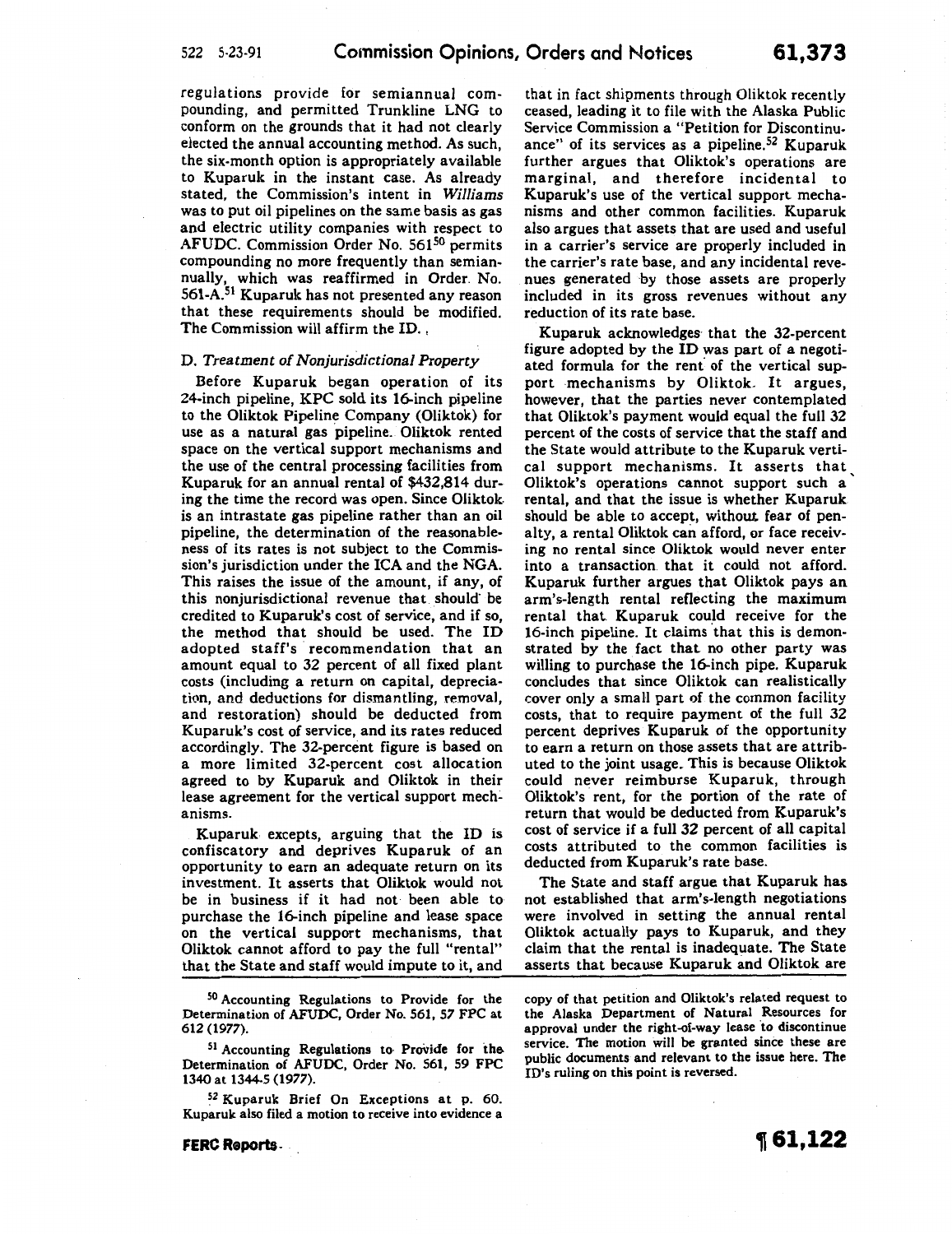regulations provide for semiannual compounding, and permitted Trunkline LNG to conform on the grounds that it had not clearly elected the annual accounting method. As such, the six-month option is appropriately available to Kuparuk in the instant case. As already stated, the Commission's intent in *Williams* was to put oil pipelines on the same basis as gas and electric utility companies with respect to AFUDC. Commission Order No. 561[50] permits compounding no more frequently than semiannually, which was reaffirmed in Order No. 561-A.[51] Kuparuk has not presented any reason that these requirements should be modified. The Commission will affirm the ID.

### D. *Treatment of Nonjurisdictional Property*

Before Kuparuk began operation of its 24-inch pipeline, KPC sold its 16-inch pipeline to the Oliktok Pipeline Company (Oliktok) for use as a natural gas pipeline. Oliktok rented space on the vertical support mechanisms and the use of the central processing facilities from Kuparuk for an annual rental of $432,814 during the time the record was open. Since Oliktok is an intrastate gas pipeline rather than an oil pipeline, the determination of the reasonableness of its rates is not subject to the Commission's jurisdiction under the ICA and the NGA. This raises the issue of the amount, if any, of this nonjurisdictional revenue that should be credited to Kuparuk's cost of service, and if so, the method that should be used. The ID adopted staff's recommendation that an amount equal to 32 percent of all fixed plant costs (including a return on capital, depreciation, and deductions for dismantling, removal, and restoration) should be deducted from Kuparuk's cost of service, and its rates reduced accordingly. The 32-percent figure is based on a more limited 32-percent cost allocation agreed to by Kuparuk and Oliktok in their lease agreement for the vertical support mechanisms.

Kuparuk excepts, arguing that the ID is confiscatory and deprives Kuparuk of an opportunity to earn an adequate return on its investment. It asserts that Oliktok would not be in business if it had not been able to purchase the 16-inch pipeline and lease space on the vertical support mechanisms, that Oliktok cannot afford to pay the full "rental" that the State and staff would impute to it, and that in fact shipments through Oliktok recently ceased, leading it to file with the Alaska Public Service Commission a "Petition for Discontinuance" of its services as a pipeline.[52] Kuparuk further argues that Oliktok's operations are marginal, and therefore incidental to Kuparuk's use of the vertical support mechanisms and other common facilities. Kuparuk also argues that assets that are used and useful in a carrier's service are properly included in the carrier's rate base, and any incidental revenues generated by those assets are properly included in its gross revenues without any reduction of its rate base.

Kuparuk acknowledges that the 32-percent figure adopted by the ID was part of a negotiated formula for the rent of the vertical support mechanisms by Oliktok. It argues, however, that the parties never contemplated that Oliktok's payment would equal the full 32 percent of the costs of service that the staff and the State would attribute to the Kuparuk vertical support mechanisms. It asserts that Oliktok's operations cannot support such a rental, and that the issue is whether Kuparuk should be able to accept, without fear of penalty, a rental Oliktok can afford, or face receiving no rental since Oliktok would never enter into a transaction that it could not afford. Kuparuk further argues that Oliktok pays an arm's-length rental reflecting the maximum rental that Kuparuk could receive for the 16-inch pipeline. It claims that this is demonstrated by the fact that no other party was willing to purchase the 16-inch pipe. Kuparuk concludes that since Oliktok can realistically cover only a small part of the common facility costs, that to require payment of the full 32 percent deprives Kuparuk of the opportunity to earn a return on those assets that are attributed to the joint usage. This is because Oliktok could never reimburse Kuparuk, through Oliktok's rent, for the portion of the rate of return that would be deducted from Kuparuk's cost of service if a full 32 percent of all capital costs attributed to the common facilities is deducted from Kuparuk's rate base.

The State and staff argue that Kuparuk has not established that arm's-length negotiations were involved in setting the annual rental Oliktok actually pays to Kuparuk, and they claim that the rental is inadequate. The State asserts that because Kuparuk and Oliktok are

---

[50] Accounting Regulations to Provide for the Determination of AFUDC, Order No. 561, 57 FPC at 612 (1977).

[51] Accounting Regulations to Provide for the Determination of AFUDC, Order No. 561, 59 FPC 1340 at 1344-5 (1977).

[52] Kuparuk Brief On Exceptions at p. 60. Kuparuk also filed a motion to receive into evidence a copy of that petition and Oliktok's related request to the Alaska Department of Natural Resources for approval under the right-of-way lease to discontinue service. The motion will be granted since these are public documents and relevant to the issue here. The ID's ruling on this point is reversed.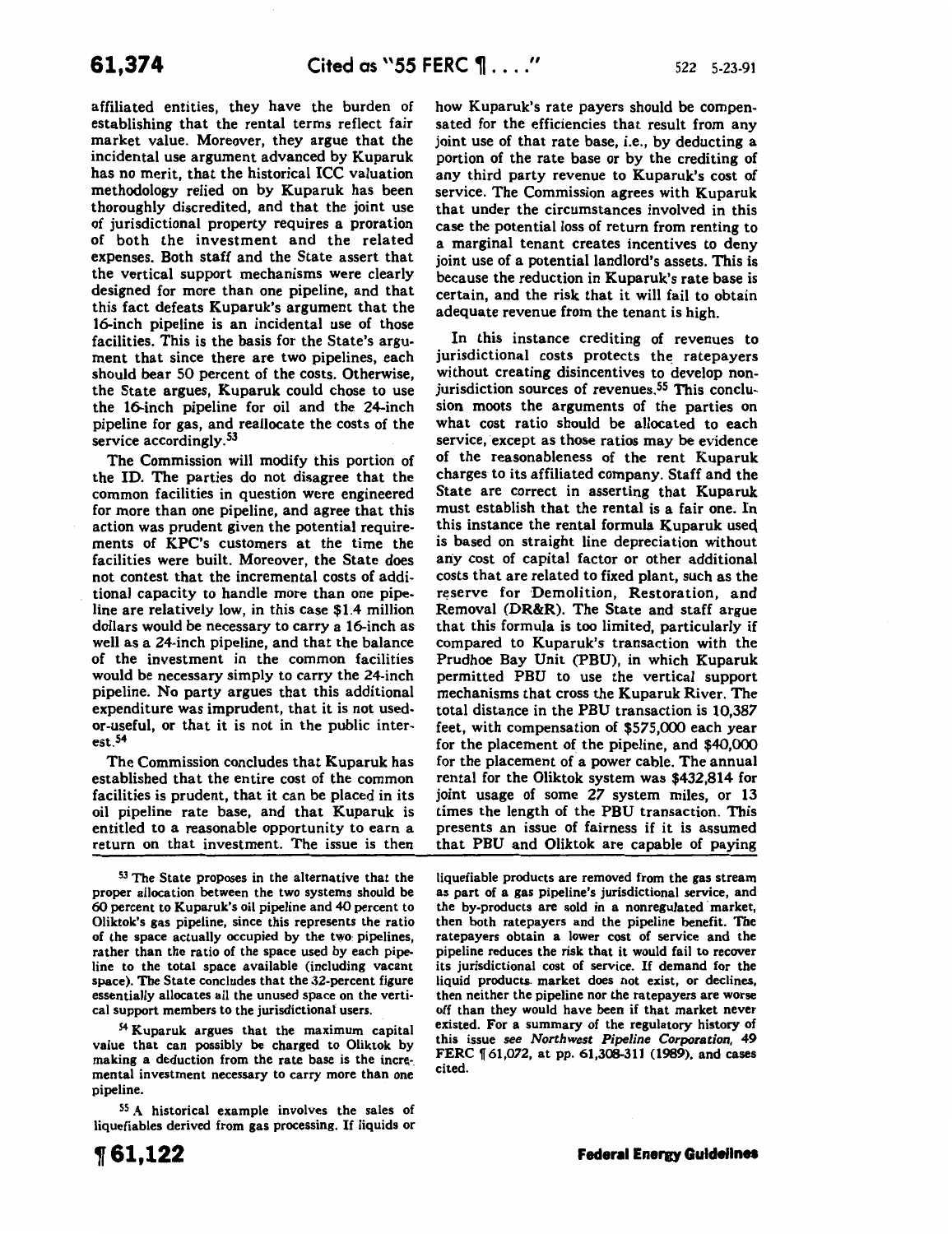affiliated entities, they have the burden of establishing that the rental terms reflect fair market value. Moreover, they argue that the incidental use argument advanced by Kuparuk has no merit, that the historical ICC valuation methodology relied on by Kuparuk has been thoroughly discredited, and that the joint use of jurisdictional property requires a proration of both the investment and the related expenses. Both staff and the State assert that the vertical support mechanisms were clearly designed for more than one pipeline, and that this fact defeats Kuparuk's argument that the 16-inch pipeline is an incidental use of those facilities. This is the basis for the State's argument that since there are two pipelines, each should bear 50 percent of the costs. Otherwise, the State argues, Kuparuk could chose to use the 16-inch pipeline for oil and the 24-inch pipeline for gas, and reallocate the costs of the service accordingly.[53]

The Commission will modify this portion of the ID. The parties do not disagree that the common facilities in question were engineered for more than one pipeline, and agree that this action was prudent given the potential requirements of KPC's customers at the time the facilities were built. Moreover, the State does not contest that the incremental costs of additional capacity to handle more than one pipeline are relatively low, in this case $1.4 million dollars would be necessary to carry a 16-inch as well as a 24-inch pipeline, and that the balance of the investment in the common facilities would be necessary simply to carry the 24-inch pipeline. No party argues that this additional expenditure was imprudent, that it is not used-or-useful, or that it is not in the public interest.[54]

The Commission concludes that Kuparuk has established that the entire cost of the common facilities is prudent, that it can be placed in its oil pipeline rate base, and that Kuparuk is entitled to a reasonable opportunity to earn a return on that investment. The issue is then how Kuparuk's rate payers should be compensated for the efficiencies that result from any joint use of that rate base, i.e., by deducting a portion of the rate base or by the crediting of any third party revenue to Kuparuk's cost of service. The Commission agrees with Kuparuk that under the circumstances involved in this case the potential loss of return from renting to a marginal tenant creates incentives to deny joint use of a potential landlord's assets. This is because the reduction in Kuparuk's rate base is certain, and the risk that it will fail to obtain adequate revenue from the tenant is high.

In this instance crediting of revenues to jurisdictional costs protects the ratepayers without creating disincentives to develop non-jurisdiction sources of revenues.[55] This conclusion moots the arguments of the parties on what cost ratio should be allocated to each service, except as those ratios may be evidence of the reasonableness of the rent Kuparuk charges to its affiliated company. Staff and the State are correct in asserting that Kuparuk must establish that the rental is a fair one. In this instance the rental formula Kuparuk used is based on straight line depreciation without any cost of capital factor or other additional costs that are related to fixed plant, such as the reserve for Demolition, Restoration, and Removal (DR&R). The State and staff argue that this formula is too limited, particularly if compared to Kuparuk's transaction with the Prudhoe Bay Unit (PBU), in which Kuparuk permitted PBU to use the vertical support mechanisms that cross the Kuparuk River. The total distance in the PBU transaction is 10,387 feet, with compensation of $575,000 each year for the placement of the pipeline, and $40,000 for the placement of a power cable. The annual rental for the Oliktok system was $432,814 for joint usage of some 27 system miles, or 13 times the length of the PBU transaction. This presents an issue of fairness if it is assumed that PBU and Oliktok are capable of paying

[53] The State proposes in the alternative that the proper allocation between the two systems should be 60 percent to Kuparuk's oil pipeline and 40 percent to Oliktok's gas pipeline, since this represents the ratio of the space actually occupied by the two pipelines, rather than the ratio of the space used by each pipeline to the total space available (including vacant space). The State concludes that the 32-percent figure essentially allocates all the unused space on the vertical support members to the jurisdictional users.

[54] Kuparuk argues that the maximum capital value that can possibly be charged to Oliktok by making a deduction from the rate base is the incremental investment necessary to carry more than one pipeline.

[55] A historical example involves the sales of liquefiables derived from gas processing. If liquids or liquefiable products are removed from the gas stream as part of a gas pipeline's jurisdictional service, and the by-products are sold in a nonregulated market, then both ratepayers and the pipeline benefit. The ratepayers obtain a lower cost of service and the pipeline reduces the risk that it would fail to recover its jurisdictional cost of service. If demand for the liquid products market does not exist, or declines, then neither the pipeline nor the ratepayers are worse off than they would have been if that market never existed. For a summary of the regulatory history of this issue *see Northwest Pipeline Corporation*, 49 FERC ¶ 61,072, at pp. 61,308-311 (1989), and cases cited.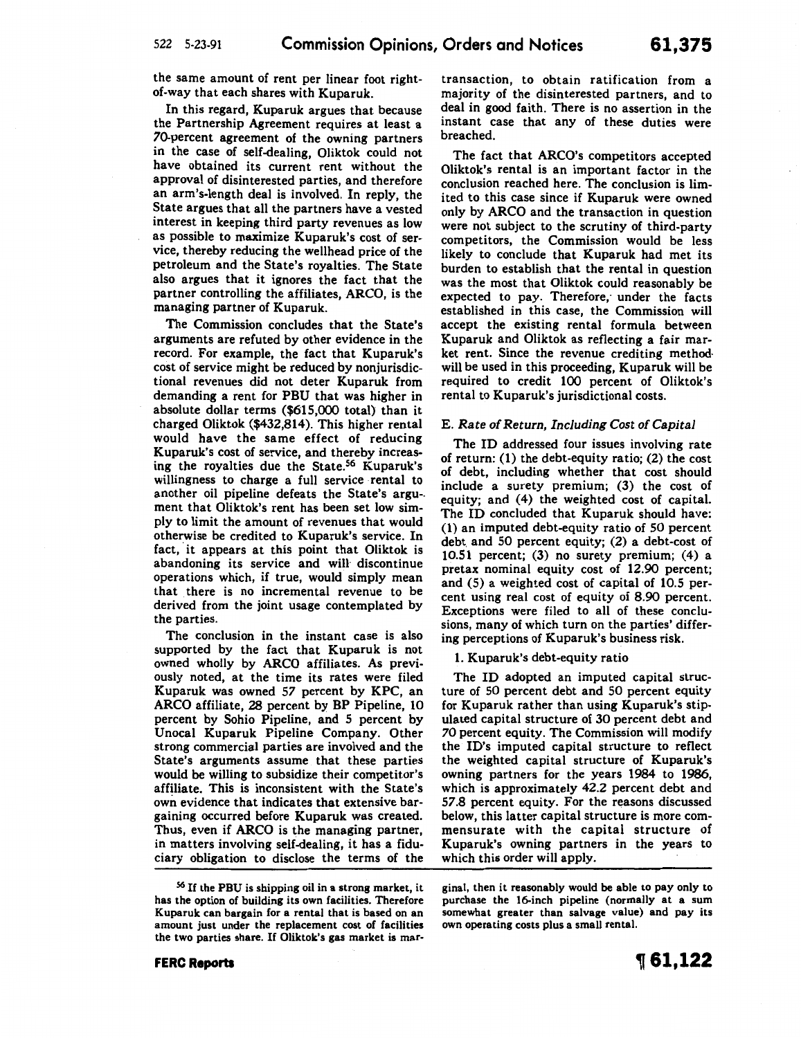the same amount of rent per linear foot right-of-way that each shares with Kuparuk.

In this regard, Kuparuk argues that because the Partnership Agreement requires at least a 70-percent agreement of the owning partners in the case of self-dealing, Oliktok could not have obtained its current rent without the approval of disinterested parties, and therefore an arm's-length deal is involved. In reply, the State argues that all the partners have a vested interest in keeping third party revenues as low as possible to maximize Kuparuk's cost of service, thereby reducing the wellhead price of the petroleum and the State's royalties. The State also argues that it ignores the fact that the partner controlling the affiliates, ARCO, is the managing partner of Kuparuk.

The Commission concludes that the State's arguments are refuted by other evidence in the record. For example, the fact that Kuparuk's cost of service might be reduced by nonjurisdictional revenues did not deter Kuparuk from demanding a rent for PBU that was higher in absolute dollar terms ($615,000 total) than it charged Oliktok ($432,814). This higher rental would have the same effect of reducing Kuparuk's cost of service, and thereby increasing the royalties due the State.[56] Kuparuk's willingness to charge a full service rental to another oil pipeline defeats the State's argument that Oliktok's rent has been set low simply to limit the amount of revenues that would otherwise be credited to Kuparuk's service. In fact, it appears at this point that Oliktok is abandoning its service and will discontinue operations which, if true, would simply mean that there is no incremental revenue to be derived from the joint usage contemplated by the parties.

The conclusion in the instant case is also supported by the fact that Kuparuk is not owned wholly by ARCO affiliates. As previously noted, at the time its rates were filed Kuparuk was owned 57 percent by KPC, an ARCO affiliate, 28 percent by BP Pipeline, 10 percent by Sohio Pipeline, and 5 percent by Unocal Kuparuk Pipeline Company. Other strong commercial parties are involved and the State's arguments assume that these parties would be willing to subsidize their competitor's affiliate. This is inconsistent with the State's own evidence that indicates that extensive bargaining occurred before Kuparuk was created. Thus, even if ARCO is the managing partner, in matters involving self-dealing, it has a fiduciary obligation to disclose the terms of the transaction, to obtain ratification from a majority of the disinterested partners, and to deal in good faith. There is no assertion in the instant case that any of these duties were breached.

The fact that ARCO's competitors accepted Oliktok's rental is an important factor in the conclusion reached here. The conclusion is limited to this case since if Kuparuk were owned only by ARCO and the transaction in question were not subject to the scrutiny of third-party competitors, the Commission would be less likely to conclude that Kuparuk had met its burden to establish that the rental in question was the most that Oliktok could reasonably be expected to pay. Therefore, under the facts established in this case, the Commission will accept the existing rental formula between Kuparuk and Oliktok as reflecting a fair market rent. Since the revenue crediting method will be used in this proceeding, Kuparuk will be required to credit 100 percent of Oliktok's rental to Kuparuk's jurisdictional costs.

### E. *Rate of Return, Including Cost of Capital*

The ID addressed four issues involving rate of return: (1) the debt-equity ratio; (2) the cost of debt, including whether that cost should include a surety premium; (3) the cost of equity; and (4) the weighted cost of capital. The ID concluded that Kuparuk should have: (1) an imputed debt-equity ratio of 50 percent debt and 50 percent equity; (2) a debt-cost of 10.51 percent; (3) no surety premium; (4) a pretax nominal equity cost of 12.90 percent; and (5) a weighted cost of capital of 10.5 percent using real cost of equity of 8.90 percent. Exceptions were filed to all of these conclusions, many of which turn on the parties' differing perceptions of Kuparuk's business risk.

#### 1. Kuparuk's debt-equity ratio

The ID adopted an imputed capital structure of 50 percent debt and 50 percent equity for Kuparuk rather than using Kuparuk's stipulated capital structure of 30 percent debt and 70 percent equity. The Commission will modify the ID's imputed capital structure to reflect the weighted capital structure of Kuparuk's owning partners for the years 1984 to 1986, which is approximately 42.2 percent debt and 57.8 percent equity. For the reasons discussed below, this latter capital structure is more commensurate with the capital structure of Kuparuk's owning partners in the years to which this order will apply.

---

[56] If the PBU is shipping oil in a strong market, it has the option of building its own facilities. Therefore Kuparuk can bargain for a rental that is based on an amount just under the replacement cost of facilities the two parties share. If Oliktok's gas market is marginal, then it reasonably would be able to pay only to purchase the 16-inch pipeline (normally at a sum somewhat greater than salvage value) and pay its own operating costs plus a small rental.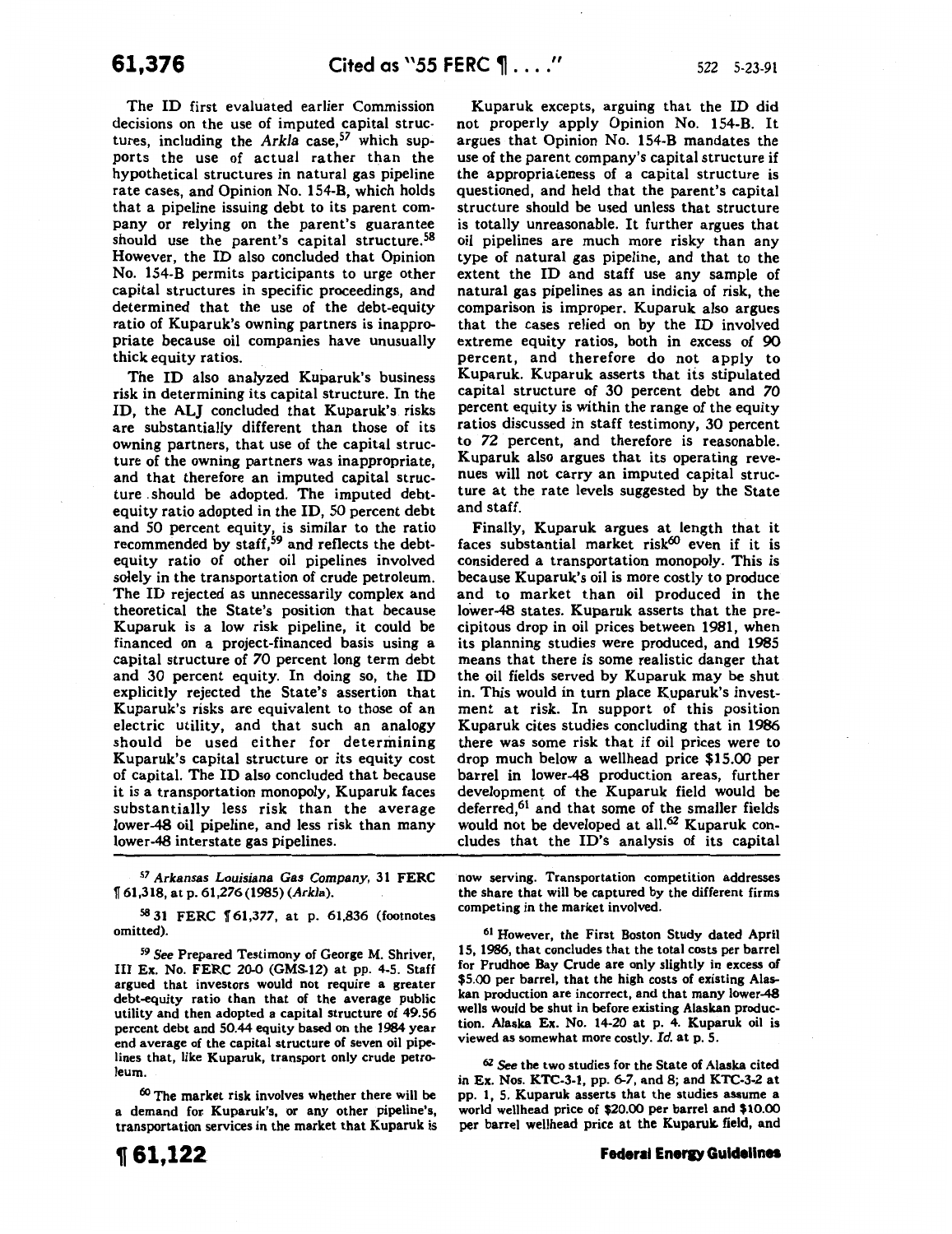The ID first evaluated earlier Commission decisions on the use of imputed capital structures, including the *Arkla* case,[57] which supports the use of actual rather than the hypothetical structures in natural gas pipeline rate cases, and Opinion No. 154-B, which holds that a pipeline issuing debt to its parent company or relying on the parent's guarantee should use the parent's capital structure.[58] However, the ID also concluded that Opinion No. 154-B permits participants to urge other capital structures in specific proceedings, and determined that the use of the debt-equity ratio of Kuparuk's owning partners is inappropriate because oil companies have unusually thick equity ratios.

The ID also analyzed Kuparuk's business risk in determining its capital structure. In the ID, the ALJ concluded that Kuparuk's risks are substantially different than those of its owning partners, that use of the capital structure of the owning partners was inappropriate, and that therefore an imputed capital structure should be adopted. The imputed debt-equity ratio adopted in the ID, 50 percent debt and 50 percent equity, is similar to the ratio recommended by staff,[59] and reflects the debt-equity ratio of other oil pipelines involved solely in the transportation of crude petroleum. The ID rejected as unnecessarily complex and theoretical the State's position that because Kuparuk is a low risk pipeline, it could be financed on a project-financed basis using a capital structure of 70 percent long term debt and 30 percent equity. In doing so, the ID explicitly rejected the State's assertion that Kuparuk's risks are equivalent to those of an electric utility, and that such an analogy should be used either for determining Kuparuk's capital structure or its equity cost of capital. The ID also concluded that because it is a transportation monopoly, Kuparuk faces substantially less risk than the average lower-48 oil pipeline, and less risk than many lower-48 interstate gas pipelines.

Kuparuk excepts, arguing that the ID did not properly apply Opinion No. 154-B. It argues that Opinion No. 154-B mandates the use of the parent company's capital structure if the appropriateness of a capital structure is questioned, and held that the parent's capital structure should be used unless that structure is totally unreasonable. It further argues that oil pipelines are much more risky than any type of natural gas pipeline, and that to the extent the ID and staff use any sample of natural gas pipelines as an indicia of risk, the comparison is improper. Kuparuk also argues that the cases relied on by the ID involved extreme equity ratios, both in excess of 90 percent, and therefore do not apply to Kuparuk. Kuparuk asserts that its stipulated capital structure of 30 percent debt and 70 percent equity is within the range of the equity ratios discussed in staff testimony, 30 percent to 72 percent, and therefore is reasonable. Kuparuk also argues that its operating revenues will not carry an imputed capital structure at the rate levels suggested by the State and staff.

Finally, Kuparuk argues at length that it faces substantial market risk[60] even if it is considered a transportation monopoly. This is because Kuparuk's oil is more costly to produce and to market than oil produced in the lower-48 states. Kuparuk asserts that the precipitous drop in oil prices between 1981, when its planning studies were produced, and 1985 means that there is some realistic danger that the oil fields served by Kuparuk may be shut in. This would in turn place Kuparuk's investment at risk. In support of this position Kuparuk cites studies concluding that in 1986 there was some risk that if oil prices were to drop much below a wellhead price $15.00 per barrel in lower-48 production areas, further development of the Kuparuk field would be deferred,[61] and that some of the smaller fields would not be developed at all.[62] Kuparuk concludes that the ID's analysis of its capital

---

[57] *Arkansas Louisiana Gas Company*, 31 FERC ¶ 61,318, at p. 61,276 (1985) (*Arkla*).

[58] 31 FERC ¶ 61,377, at p. 61,836 (footnotes omitted).

[59] *See* Prepared Testimony of George M. Shriver, III Ex. No. FERC 20-0 (GMS-12) at pp. 4-5. Staff argued that investors would not require a greater debt-equity ratio than that of the average public utility and then adopted a capital structure of 49.56 percent debt and 50.44 equity based on the 1984 year end average of the capital structure of seven oil pipelines that, like Kuparuk, transport only crude petroleum.

[60] The market risk involves whether there will be a demand for Kuparuk's, or any other pipeline's, transportation services in the market that Kuparuk is now serving. Transportation competition addresses the share that will be captured by the different firms competing in the market involved.

[61] However, the First Boston Study dated April 15, 1986, that concludes that the total costs per barrel for Prudhoe Bay Crude are only slightly in excess of $5.00 per barrel, that the high costs of existing Alaskan production are incorrect, and that many lower-48 wells would be shut in before existing Alaskan production. Alaska Ex. No. 14-20 at p. 4. Kuparuk oil is viewed as somewhat more costly. *Id.* at p. 5.

[62] *See* the two studies for the State of Alaska cited in Ex. Nos. KTC-3-1, pp. 6-7, and 8; and KTC-3-2 at pp. 1, 5. Kuparuk asserts that the studies assume a world wellhead price of $20.00 per barrel and $10.00 per barrel wellhead price at the Kuparuk field, and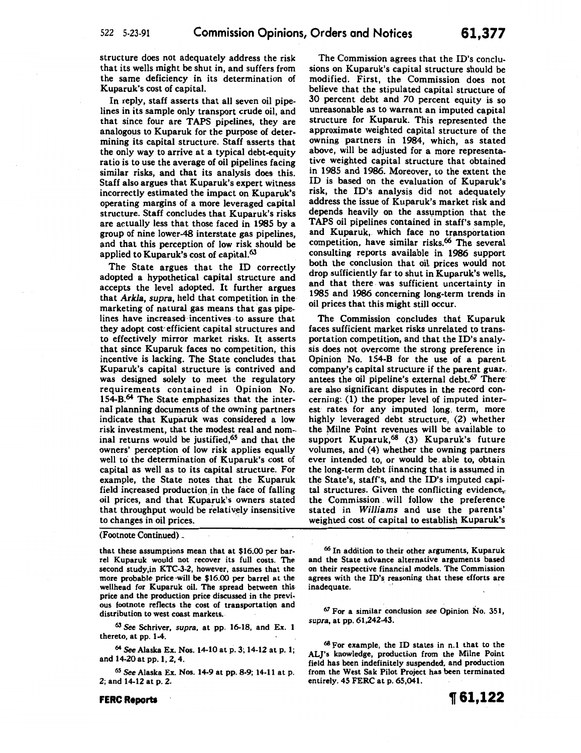structure does not adequately address the risk that its wells might be shut in, and suffers from the same deficiency in its determination of Kuparuk's cost of capital.

In reply, staff asserts that all seven oil pipelines in its sample only transport crude oil, and that since four are TAPS pipelines, they are analogous to Kuparuk for the purpose of determining its capital structure. Staff asserts that the only way to arrive at a typical debt-equity ratio is to use the average of oil pipelines facing similar risks, and that its analysis does this. Staff also argues that Kuparuk's expert witness incorrectly estimated the impact on Kuparuk's operating margins of a more leveraged capital structure. Staff concludes that Kuparuk's risks are actually less that those faced in 1985 by a group of nine lower-48 interstate gas pipelines, and that this perception of low risk should be applied to Kuparuk's cost of capital.[63]

The State argues that the ID correctly adopted a hypothetical capital structure and accepts the level adopted. It further argues that *Arkla, supra*, held that competition in the marketing of natural gas means that gas pipelines have increased incentives to assure that they adopt cost efficient capital structures and to effectively mirror market risks. It asserts that since Kuparuk faces no competition, this incentive is lacking. The State concludes that Kuparuk's capital structure is contrived and was designed solely to meet the regulatory requirements contained in Opinion No. 154-B.[64] The State emphasizes that the internal planning documents of the owning partners indicate that Kuparuk was considered a low risk investment, that the modest real and nominal returns would be justified,[65] and that the owners' perception of low risk applies equally well to the determination of Kuparuk's cost of capital as well as to its capital structure. For example, the State notes that the Kuparuk field increased production in the face of falling oil prices, and that Kuparuk's owners stated that throughput would be relatively insensitive to changes in oil prices.

The Commission agrees that the ID's conclusions on Kuparuk's capital structure should be modified. First, the Commission does not believe that the stipulated capital structure of 30 percent debt and 70 percent equity is so unreasonable as to warrant an imputed capital structure for Kuparuk. This represented the approximate weighted capital structure of the owning partners in 1984, which, as stated above, will be adjusted for a more representative weighted capital structure that obtained in 1985 and 1986. Moreover, to the extent the ID is based on the evaluation of Kuparuk's risk, the ID's analysis did not adequately address the issue of Kuparuk's market risk and depends heavily on the assumption that the TAPS oil pipelines contained in staff's sample, and Kuparuk, which face no transportation competition, have similar risks.[66] The several consulting reports available in 1986 support both the conclusion that oil prices would not drop sufficiently far to shut in Kuparuk's wells, and that there was sufficient uncertainty in 1985 and 1986 concerning long-term trends in oil prices that this might still occur.

The Commission concludes that Kuparuk faces sufficient market risks unrelated to transportation competition, and that the ID's analysis does not overcome the strong preference in Opinion No. 154-B for the use of a parent company's capital structure if the parent guarantees the oil pipeline's external debt.[67] There are also significant disputes in the record concerning: (1) the proper level of imputed interest rates for any imputed long term, more highly leveraged debt structure, (2) whether the Milne Point revenues will be available to support Kuparuk,[68] (3) Kuparuk's future volumes, and (4) whether the owning partners ever intended to, or would be able to, obtain the long-term debt financing that is assumed in the State's, staff's, and the ID's imputed capital structures. Given the conflicting evidence, the Commission will follow the preference stated in *Williams* and use the parents' weighted cost of capital to establish Kuparuk's

(Footnote Continued)

that these assumptions mean that at $16.00 per barrel Kuparuk would not recover its full costs. The second study, in KTC-3-2, however, assumes that the more probable price will be $16.00 per barrel at the wellhead for Kuparuk oil. The spread between this price and the production price discussed in the previous footnote reflects the cost of transportation and distribution to west coast markets.

[63] *See* Schriver, *supra*, at pp. 16-18, and Ex. 1 thereto, at pp. 1-4.

[64] *See* Alaska Ex. Nos. 14-10 at p. 3; 14-12 at p. 1; and 14-20 at pp. 1, 2, 4.

[65] *See* Alaska Ex. Nos. 14-9 at pp. 8-9; 14-11 at p. 2; and 14-12 at p. 2.

[66] In addition to their other arguments, Kuparuk and the State advance alternative arguments based on their respective financial models. The Commission agrees with the ID's reasoning that these efforts are inadequate.

[67] For a similar conclusion *see* Opinion No. 351, *supra*, at pp. 61,242-43.

[68] For example, the ID states in n.1 that to the ALJ's knowledge, production from the Milne Point field has been indefinitely suspended, and production from the West Sak Pilot Project has been terminated entirely. 45 FERC at p. 65,041.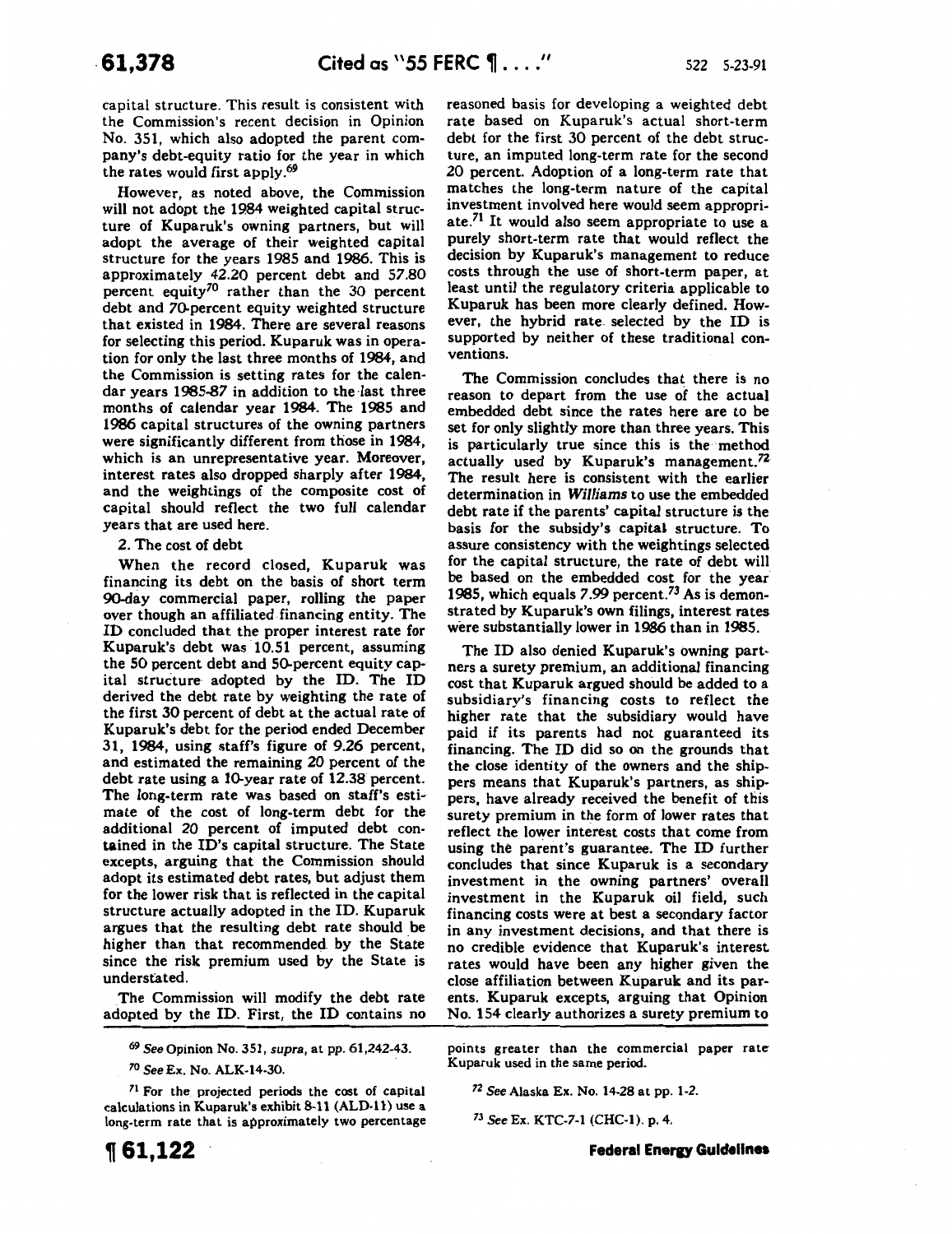capital structure. This result is consistent with the Commission's recent decision in Opinion No. 351, which also adopted the parent company's debt-equity ratio for the year in which the rates would first apply.[69]

However, as noted above, the Commission will not adopt the 1984 weighted capital structure of Kuparuk's owning partners, but will adopt the average of their weighted capital structure for the years 1985 and 1986. This is approximately 42.20 percent debt and 57.80 percent equity[70] rather than the 30 percent debt and 70-percent equity weighted structure that existed in 1984. There are several reasons for selecting this period. Kuparuk was in operation for only the last three months of 1984, and the Commission is setting rates for the calendar years 1985-87 in addition to the last three months of calendar year 1984. The 1985 and 1986 capital structures of the owning partners were significantly different from those in 1984, which is an unrepresentative year. Moreover, interest rates also dropped sharply after 1984, and the weightings of the composite cost of capital should reflect the two full calendar years that are used here.

2. The cost of debt

When the record closed, Kuparuk was financing its debt on the basis of short term 90-day commercial paper, rolling the paper over though an affiliated financing entity. The ID concluded that the proper interest rate for Kuparuk's debt was 10.51 percent, assuming the 50 percent debt and 50-percent equity capital structure adopted by the ID. The ID derived the debt rate by weighting the rate of the first 30 percent of debt at the actual rate of Kuparuk's debt for the period ended December 31, 1984, using staff's figure of 9.26 percent, and estimated the remaining 20 percent of the debt rate using a 10-year rate of 12.38 percent. The long-term rate was based on staff's estimate of the cost of long-term debt for the additional 20 percent of imputed debt contained in the ID's capital structure. The State excepts, arguing that the Commission should adopt its estimated debt rates, but adjust them for the lower risk that is reflected in the capital structure actually adopted in the ID. Kuparuk argues that the resulting debt rate should be higher than that recommended by the State since the risk premium used by the State is understated.

The Commission will modify the debt rate adopted by the ID. First, the ID contains no reasoned basis for developing a weighted debt rate based on Kuparuk's actual short-term debt for the first 30 percent of the debt structure, an imputed long-term rate for the second 20 percent. Adoption of a long-term rate that matches the long-term nature of the capital investment involved here would seem appropriate.[71] It would also seem appropriate to use a purely short-term rate that would reflect the decision by Kuparuk's management to reduce costs through the use of short-term paper, at least until the regulatory criteria applicable to Kuparuk has been more clearly defined. However, the hybrid rate selected by the ID is supported by neither of these traditional conventions.

The Commission concludes that there is no reason to depart from the use of the actual embedded debt since the rates here are to be set for only slightly more than three years. This is particularly true since this is the method actually used by Kuparuk's management.[72] The result here is consistent with the earlier determination in *Williams* to use the embedded debt rate if the parents' capital structure is the basis for the subsidy's capital structure. To assure consistency with the weightings selected for the capital structure, the rate of debt will be based on the embedded cost for the year 1985, which equals 7.99 percent.[73] As is demonstrated by Kuparuk's own filings, interest rates were substantially lower in 1986 than in 1985.

The ID also denied Kuparuk's owning partners a surety premium, an additional financing cost that Kuparuk argued should be added to a subsidiary's financing costs to reflect the higher rate that the subsidiary would have paid if its parents had not guaranteed its financing. The ID did so on the grounds that the close identity of the owners and the shippers means that Kuparuk's partners, as shippers, have already received the benefit of this surety premium in the form of lower rates that reflect the lower interest costs that come from using the parent's guarantee. The ID further concludes that since Kuparuk is a secondary investment in the owning partners' overall investment in the Kuparuk oil field, such financing costs were at best a secondary factor in any investment decisions, and that there is no credible evidence that Kuparuk's interest rates would have been any higher given the close affiliation between Kuparuk and its parents. Kuparuk excepts, arguing that Opinion No. 154 clearly authorizes a surety premium to

[69] *See* Opinion No. 351, *supra*, at pp. 61,242-43.

[70] *See* Ex. No. ALK-14-30.

[71] For the projected periods the cost of capital calculations in Kuparuk's exhibit 8-11 (ALD-11) use a long-term rate that is approximately two percentage points greater than the commercial paper rate Kuparuk used in the same period.

[72] *See* Alaska Ex. No. 14-28 at pp. 1-2.

[73] *See* Ex. KTC-7-1 (CHC-1), p. 4.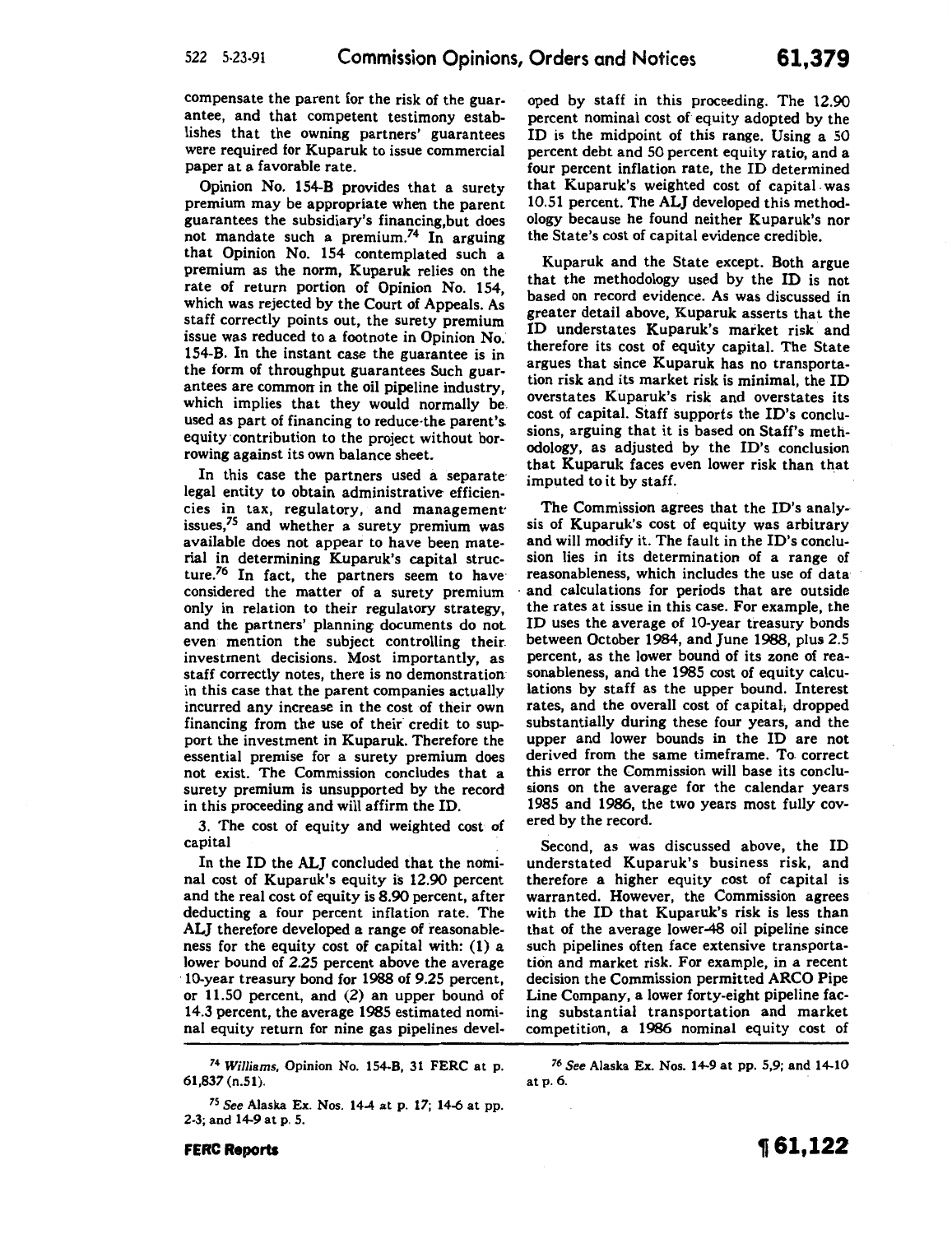compensate the parent for the risk of the guarantee, and that competent testimony establishes that the owning partners' guarantees were required for Kuparuk to issue commercial paper at a favorable rate.

Opinion No. 154-B provides that a surety premium may be appropriate when the parent guarantees the subsidiary's financing,but does not mandate such a premium.[74] In arguing that Opinion No. 154 contemplated such a premium as the norm, Kuparuk relies on the rate of return portion of Opinion No. 154, which was rejected by the Court of Appeals. As staff correctly points out, the surety premium issue was reduced to a footnote in Opinion No. 154-B. In the instant case the guarantee is in the form of throughput guarantees Such guarantees are common in the oil pipeline industry, which implies that they would normally be used as part of financing to reduce the parent's equity contribution to the project without borrowing against its own balance sheet.

In this case the partners used a separate legal entity to obtain administrative efficiencies in tax, regulatory, and management issues,[75] and whether a surety premium was available does not appear to have been material in determining Kuparuk's capital structure.[76] In fact, the partners seem to have considered the matter of a surety premium only in relation to their regulatory strategy, and the partners' planning documents do not even mention the subject controlling their investment decisions. Most importantly, as staff correctly notes, there is no demonstration in this case that the parent companies actually incurred any increase in the cost of their own financing from the use of their credit to support the investment in Kuparuk. Therefore the essential premise for a surety premium does not exist. The Commission concludes that a surety premium is unsupported by the record in this proceeding and will affirm the ID.

3. The cost of equity and weighted cost of capital

In the ID the ALJ concluded that the nominal cost of Kuparuk's equity is 12.90 percent and the real cost of equity is 8.90 percent, after deducting a four percent inflation rate. The ALJ therefore developed a range of reasonableness for the equity cost of capital with: (1) a lower bound of 2.25 percent above the average 10-year treasury bond for 1988 of 9.25 percent, or 11.50 percent, and (2) an upper bound of 14.3 percent, the average 1985 estimated nominal equity return for nine gas pipelines developed by staff in this proceeding. The 12.90 percent nominal cost of equity adopted by the ID is the midpoint of this range. Using a 50 percent debt and 50 percent equity ratio, and a four percent inflation rate, the ID determined that Kuparuk's weighted cost of capital was 10.51 percent. The ALJ developed this methodology because he found neither Kuparuk's nor the State's cost of capital evidence credible.

Kuparuk and the State except. Both argue that the methodology used by the ID is not based on record evidence. As was discussed in greater detail above, Kuparuk asserts that the ID understates Kuparuk's market risk and therefore its cost of equity capital. The State argues that since Kuparuk has no transportation risk and its market risk is minimal, the ID overstates Kuparuk's risk and overstates its cost of capital. Staff supports the ID's conclusions, arguing that it is based on Staff's methodology, as adjusted by the ID's conclusion that Kuparuk faces even lower risk than that imputed to it by staff.

The Commission agrees that the ID's analysis of Kuparuk's cost of equity was arbitrary and will modify it. The fault in the ID's conclusion lies in its determination of a range of reasonableness, which includes the use of data and calculations for periods that are outside the rates at issue in this case. For example, the ID uses the average of 10-year treasury bonds between October 1984, and June 1988, plus 2.5 percent, as the lower bound of its zone of reasonableness, and the 1985 cost of equity calculations by staff as the upper bound. Interest rates, and the overall cost of capital, dropped substantially during these four years, and the upper and lower bounds in the ID are not derived from the same timeframe. To correct this error the Commission will base its conclusions on the average for the calendar years 1985 and 1986, the two years most fully covered by the record.

Second, as was discussed above, the ID understated Kuparuk's business risk, and therefore a higher equity cost of capital is warranted. However, the Commission agrees with the ID that Kuparuk's risk is less than that of the average lower-48 oil pipeline since such pipelines often face extensive transportation and market risk. For example, in a recent decision the Commission permitted ARCO Pipe Line Company, a lower forty-eight pipeline facing substantial transportation and market competition, a 1986 nominal equity cost of

[74] *Williams*, Opinion No. 154-B, 31 FERC at p. 61,837 (n.51).

[75] *See* Alaska Ex. Nos. 14-4 at p. 17; 14-6 at pp. 2-3; and 14-9 at p. 5.

[76] *See* Alaska Ex. Nos. 14-9 at pp. 5,9; and 14-10 at p. 6.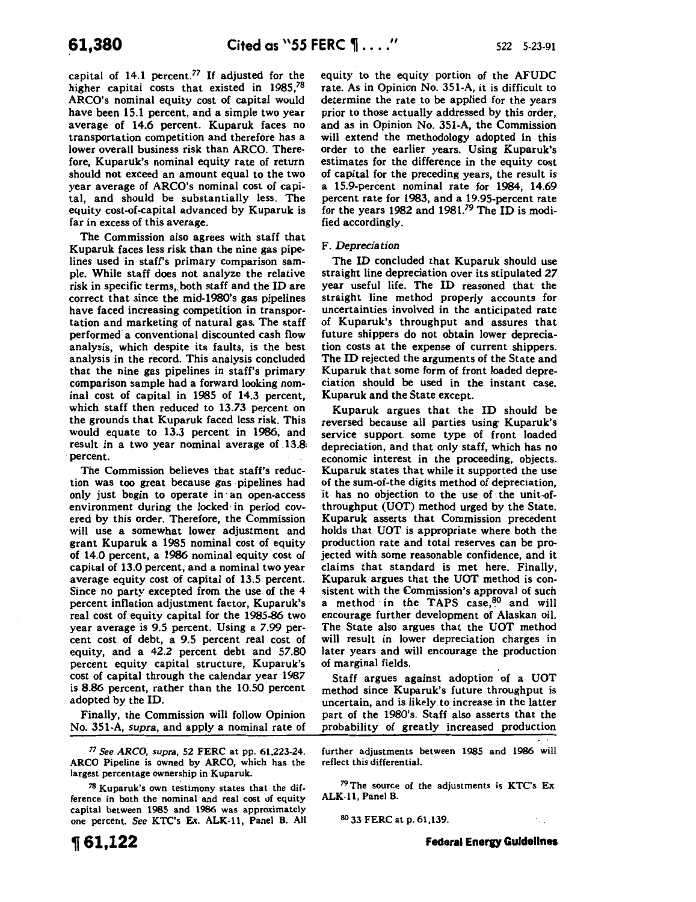capital of 14.1 percent.[77] If adjusted for the higher capital costs that existed in 1985,[78] ARCO's nominal equity cost of capital would have been 15.1 percent, and a simple two year average of 14.6 percent. Kuparuk faces no transportation competition and therefore has a lower overall business risk than ARCO. Therefore, Kuparuk's nominal equity rate of return should not exceed an amount equal to the two year average of ARCO's nominal cost of capital, and should be substantially less. The equity cost-of-capital advanced by Kuparuk is far in excess of this average.

The Commission also agrees with staff that Kuparuk faces less risk than the nine gas pipelines used in staff's primary comparison sample. While staff does not analyze the relative risk in specific terms, both staff and the ID are correct that since the mid-1980's gas pipelines have faced increasing competition in transportation and marketing of natural gas. The staff performed a conventional discounted cash flow analysis, which despite its faults, is the best analysis in the record. This analysis concluded that the nine gas pipelines in staff's primary comparison sample had a forward looking nominal cost of capital in 1985 of 14.3 percent, which staff then reduced to 13.73 percent on the grounds that Kuparuk faced less risk. This would equate to 13.3 percent in 1986, and result in a two year nominal average of 13.8 percent.

The Commission believes that staff's reduction was too great because gas pipelines had only just begin to operate in an open-access environment during the locked in period covered by this order. Therefore, the Commission will use a somewhat lower adjustment and grant Kuparuk a 1985 nominal cost of equity of 14.0 percent, a 1986 nominal equity cost of capital of 13.0 percent, and a nominal two year average equity cost of capital of 13.5 percent. Since no party excepted from the use of the 4 percent inflation adjustment factor, Kuparuk's real cost of equity capital for the 1985-86 two year average is 9.5 percent. Using a 7.99 percent cost of debt, a 9.5 percent real cost of equity, and a 42.2 percent debt and 57.80 percent equity capital structure, Kuparuk's cost of capital through the calendar year 1987 is 8.86 percent, rather than the 10.50 percent adopted by the ID.

Finally, the Commission will follow Opinion No. 351-A, *supra*, and apply a nominal rate of equity to the equity portion of the AFUDC rate. As in Opinion No. 351-A, it is difficult to determine the rate to be applied for the years prior to those actually addressed by this order, and as in Opinion No. 351-A, the Commission will extend the methodology adopted in this order to the earlier years. Using Kuparuk's estimates for the difference in the equity cost of capital for the preceding years, the result is a 15.9-percent nominal rate for 1984, 14.69 percent rate for 1983, and a 19.95-percent rate for the years 1982 and 1981.[79] The ID is modified accordingly.

### F. *Depreciation*

The ID concluded that Kuparuk should use straight line depreciation over its stipulated 27 year useful life. The ID reasoned that the straight line method properly accounts for uncertainties involved in the anticipated rate of Kuparuk's throughput and assures that future shippers do not obtain lower depreciation costs at the expense of current shippers. The ID rejected the arguments of the State and Kuparuk that some form of front loaded depreciation should be used in the instant case. Kuparuk and the State except.

Kuparuk argues that the ID should be reversed because all parties using Kuparuk's service support some type of front loaded depreciation, and that only staff, which has no economic interest in the proceeding, objects. Kuparuk states that while it supported the use of the sum-of-the digits method of depreciation, it has no objection to the use of the unit-of-throughput (UOT) method urged by the State. Kuparuk asserts that Commission precedent holds that UOT is appropriate where both the production rate and total reserves can be projected with some reasonable confidence, and it claims that standard is met here. Finally, Kuparuk argues that the UOT method is consistent with the Commission's approval of such a method in the TAPS case,[80] and will encourage further development of Alaskan oil. The State also argues that the UOT method will result in lower depreciation charges in later years and will encourage the production of marginal fields.

Staff argues against adoption of a UOT method since Kuparuk's future throughput is uncertain, and is likely to increase in the latter part of the 1980's. Staff also asserts that the probability of greatly increased production

---

[77] *See ARCO, supra*, 52 FERC at pp. 61,223-24. ARCO Pipeline is owned by ARCO, which has the largest percentage ownership in Kuparuk.

[78] Kuparuk's own testimony states that the difference in both the nominal and real cost of equity capital between 1985 and 1986 was approximately one percent. *See* KTC's Ex. ALK-11, Panel B. All further adjustments between 1985 and 1986 will reflect this differential.

[79] The source of the adjustments is KTC's Ex. ALK-11, Panel B.

[80] 33 FERC at p. 61,139.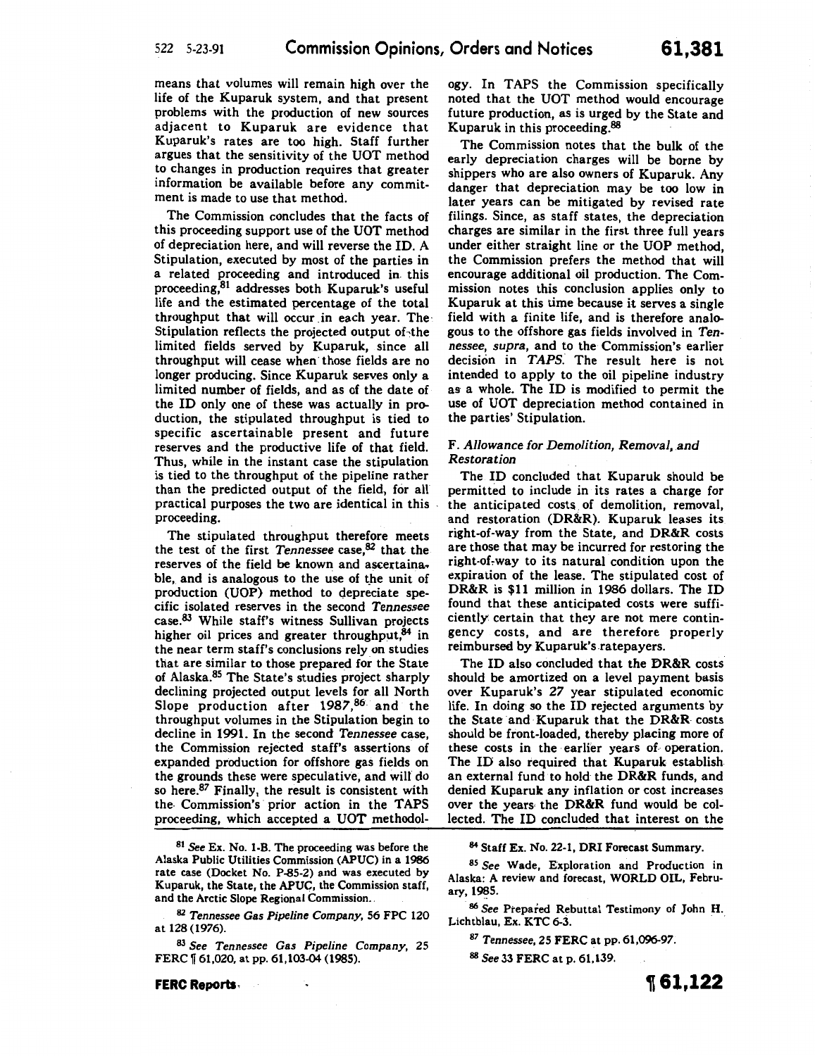means that volumes will remain high over the life of the Kuparuk system, and that present problems with the production of new sources adjacent to Kuparuk are evidence that Kuparuk's rates are too high. Staff further argues that the sensitivity of the UOT method to changes in production requires that greater information be available before any commitment is made to use that method.

The Commission concludes that the facts of this proceeding support use of the UOT method of depreciation here, and will reverse the ID. A Stipulation, executed by most of the parties in a related proceeding and introduced in this proceeding,[81] addresses both Kuparuk's useful life and the estimated percentage of the total throughput that will occur in each year. The Stipulation reflects the projected output of the limited fields served by Kuparuk, since all throughput will cease when those fields are no longer producing. Since Kuparuk serves only a limited number of fields, and as of the date of the ID only one of these was actually in production, the stipulated throughput is tied to specific ascertainable present and future reserves and the productive life of that field. Thus, while in the instant case the stipulation is tied to the throughput of the pipeline rather than the predicted output of the field, for all practical purposes the two are identical in this proceeding.

The stipulated throughput therefore meets the test of the first *Tennessee* case,[82] that the reserves of the field be known and ascertainable, and is analogous to the use of the unit of production (UOP) method to depreciate specific isolated reserves in the second *Tennessee* case.[83] While staff's witness Sullivan projects higher oil prices and greater throughput,[84] in the near term staff's conclusions rely on studies that are similar to those prepared for the State of Alaska.[85] The State's studies project sharply declining projected output levels for all North Slope production after 1987,[86] and the throughput volumes in the Stipulation begin to decline in 1991. In the second *Tennessee* case, the Commission rejected staff's assertions of expanded production for offshore gas fields on the grounds these were speculative, and will do so here.[87] Finally, the result is consistent with the Commission's prior action in the TAPS proceeding, which accepted a UOT methodology. In TAPS the Commission specifically noted that the UOT method would encourage future production, as is urged by the State and Kuparuk in this proceeding.[88]

The Commission notes that the bulk of the early depreciation charges will be borne by shippers who are also owners of Kuparuk. Any danger that depreciation may be too low in later years can be mitigated by revised rate filings. Since, as staff states, the depreciation charges are similar in the first three full years under either straight line or the UOP method, the Commission prefers the method that will encourage additional oil production. The Commission notes this conclusion applies only to Kuparuk at this time because it serves a single field with a finite life, and is therefore analogous to the offshore gas fields involved in *Tennessee, supra*, and to the Commission's earlier decision in *TAPS*. The result here is not intended to apply to the oil pipeline industry as a whole. The ID is modified to permit the use of UOT depreciation method contained in the parties' Stipulation.

### F. *Allowance for Demolition, Removal, and Restoration*

The ID concluded that Kuparuk should be permitted to include in its rates a charge for the anticipated costs of demolition, removal, and restoration (DR&R). Kuparuk leases its right-of-way from the State, and DR&R costs are those that may be incurred for restoring the right-of-way to its natural condition upon the expiration of the lease. The stipulated cost of DR&R is $11 million in 1986 dollars. The ID found that these anticipated costs were sufficiently certain that they are not mere contingency costs, and are therefore properly reimbursed by Kuparuk's ratepayers.

The ID also concluded that the DR&R costs should be amortized on a level payment basis over Kuparuk's 27 year stipulated economic life. In doing so the ID rejected arguments by the State and Kuparuk that the DR&R costs should be front-loaded, thereby placing more of these costs in the earlier years of operation. The ID also required that Kuparuk establish an external fund to hold the DR&R funds, and denied Kuparuk any inflation or cost increases over the years the DR&R fund would be collected. The ID concluded that interest on the

---

[81] *See* Ex. No. 1-B. The proceeding was before the Alaska Public Utilities Commission (APUC) in a 1986 rate case (Docket No. P-85-2) and was executed by Kuparuk, the State, the APUC, the Commission staff, and the Arctic Slope Regional Commission.

[82] *Tennessee Gas Pipeline Company*, 56 FPC 120 at 128 (1976).

[83] *See Tennessee Gas Pipeline Company*, 25 FERC ¶ 61,020, at pp. 61,103-04 (1985).

[84] Staff Ex. No. 22-1, DRI Forecast Summary.

[85] *See* Wade, Exploration and Production in Alaska: A review and forecast, WORLD OIL, February, 1985.

[86] *See* Prepared Rebuttal Testimony of John H. Lichtblau, Ex. KTC 6-3.

[87] *Tennessee*, 25 FERC at pp. 61,096-97.

[88] *See* 33 FERC at p. 61,139.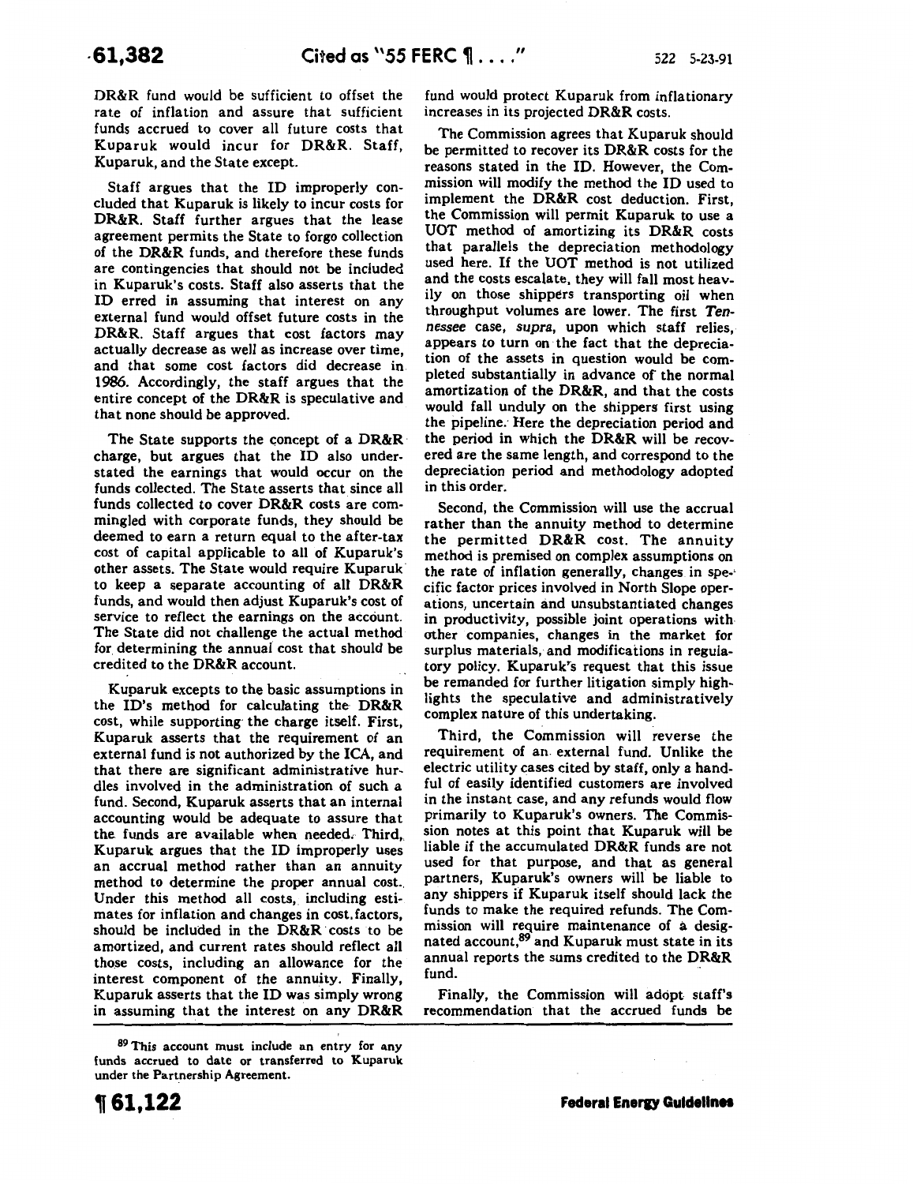DR&R fund would be sufficient to offset the rate of inflation and assure that sufficient funds accrued to cover all future costs that Kuparuk would incur for DR&R. Staff, Kuparuk, and the State except.

Staff argues that the ID improperly concluded that Kuparuk is likely to incur costs for DR&R. Staff further argues that the lease agreement permits the State to forgo collection of the DR&R funds, and therefore these funds are contingencies that should not be included in Kuparuk's costs. Staff also asserts that the ID erred in assuming that interest on any external fund would offset future costs in the DR&R. Staff argues that cost factors may actually decrease as well as increase over time, and that some cost factors did decrease in 1986. Accordingly, the staff argues that the entire concept of the DR&R is speculative and that none should be approved.

The State supports the concept of a DR&R charge, but argues that the ID also understated the earnings that would occur on the funds collected. The State asserts that since all funds collected to cover DR&R costs are commingled with corporate funds, they should be deemed to earn a return equal to the after-tax cost of capital applicable to all of Kuparuk's other assets. The State would require Kuparuk to keep a separate accounting of all DR&R funds, and would then adjust Kuparuk's cost of service to reflect the earnings on the account. The State did not challenge the actual method for determining the annual cost that should be credited to the DR&R account.

Kuparuk excepts to the basic assumptions in the ID's method for calculating the DR&R cost, while supporting the charge itself. First, Kuparuk asserts that the requirement of an external fund is not authorized by the ICA, and that there are significant administrative hurdles involved in the administration of such a fund. Second, Kuparuk asserts that an internal accounting would be adequate to assure that the funds are available when needed. Third, Kuparuk argues that the ID improperly uses an accrual method rather than an annuity method to determine the proper annual cost. Under this method all costs, including estimates for inflation and changes in cost factors, should be included in the DR&R costs to be amortized, and current rates should reflect all those costs, including an allowance for the interest component of the annuity. Finally, Kuparuk asserts that the ID was simply wrong in assuming that the interest on any DR&R fund would protect Kuparuk from inflationary increases in its projected DR&R costs.

The Commission agrees that Kuparuk should be permitted to recover its DR&R costs for the reasons stated in the ID. However, the Commission will modify the method the ID used to implement the DR&R cost deduction. First, the Commission will permit Kuparuk to use a UOT method of amortizing its DR&R costs that parallels the depreciation methodology used here. If the UOT method is not utilized and the costs escalate, they will fall most heavily on those shippers transporting oil when throughput volumes are lower. The first *Tennessee* case, *supra*, upon which staff relies, appears to turn on the fact that the depreciation of the assets in question would be completed substantially in advance of the normal amortization of the DR&R, and that the costs would fall unduly on the shippers first using the pipeline. Here the depreciation period and the period in which the DR&R will be recovered are the same length, and correspond to the depreciation period and methodology adopted in this order.

Second, the Commission will use the accrual rather than the annuity method to determine the permitted DR&R cost. The annuity method is premised on complex assumptions on the rate of inflation generally, changes in specific factor prices involved in North Slope operations, uncertain and unsubstantiated changes in productivity, possible joint operations with other companies, changes in the market for surplus materials, and modifications in regulatory policy. Kuparuk's request that this issue be remanded for further litigation simply highlights the speculative and administratively complex nature of this undertaking.

Third, the Commission will reverse the requirement of an external fund. Unlike the electric utility cases cited by staff, only a handful of easily identified customers are involved in the instant case, and any refunds would flow primarily to Kuparuk's owners. The Commission notes at this point that Kuparuk will be liable if the accumulated DR&R funds are not used for that purpose, and that as general partners, Kuparuk's owners will be liable to any shippers if Kuparuk itself should lack the funds to make the required refunds. The Commission will require maintenance of a designated account,[89] and Kuparuk must state in its annual reports the sums credited to the DR&R fund.

Finally, the Commission will adopt staff's recommendation that the accrued funds be

[89] This account must include an entry for any funds accrued to date or transferred to Kuparuk under the Partnership Agreement.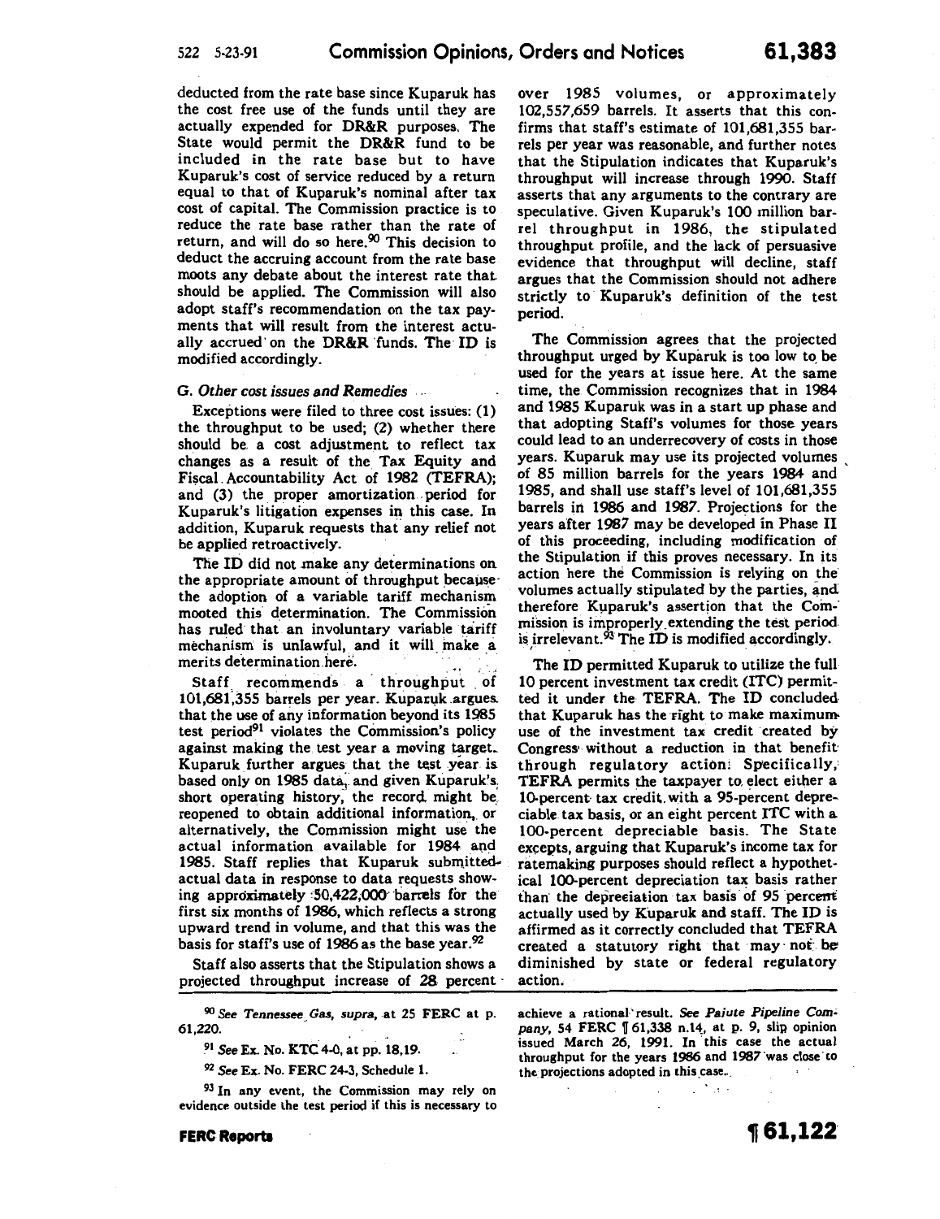deducted from the rate base since Kuparuk has the cost free use of the funds until they are actually expended for DR&R purposes. The State would permit the DR&R fund to be included in the rate base but to have Kuparuk's cost of service reduced by a return equal to that of Kuparuk's nominal after tax cost of capital. The Commission practice is to reduce the rate base rather than the rate of return, and will do so here.[90] This decision to deduct the accruing account from the rate base moots any debate about the interest rate that should be applied. The Commission will also adopt staff's recommendation on the tax payments that will result from the interest actually accrued on the DR&R funds. The ID is modified accordingly.

*G. Other cost issues and Remedies*

Exceptions were filed to three cost issues: (1) the throughput to be used; (2) whether there should be a cost adjustment to reflect tax changes as a result of the Tax Equity and Fiscal Accountability Act of 1982 (TEFRA); and (3) the proper amortization period for Kuparuk's litigation expenses in this case. In addition, Kuparuk requests that any relief not be applied retroactively.

The ID did not make any determinations on the appropriate amount of throughput because the adoption of a variable tariff mechanism mooted this determination. The Commission has ruled that an involuntary variable tariff mechanism is unlawful, and it will make a merits determination here.

Staff recommends a throughput of 101,681,355 barrels per year. Kuparuk argues that the use of any information beyond its 1985 test period[91] violates the Commission's policy against making the test year a moving target. Kuparuk further argues that the test year is based only on 1985 data, and given Kuparuk's short operating history, the record might be reopened to obtain additional information, or alternatively, the Commission might use the actual information available for 1984 and 1985. Staff replies that Kuparuk submitted actual data in response to data requests showing approximately 50,422,000 barrels for the first six months of 1986, which reflects a strong upward trend in volume, and that this was the basis for staff's use of 1986 as the base year.[92]

Staff also asserts that the Stipulation shows a projected throughput increase of 28 percent over 1985 volumes, or approximately 102,557,659 barrels. It asserts that this confirms that staff's estimate of 101,681,355 barrels per year was reasonable, and further notes that the Stipulation indicates that Kuparuk's throughput will increase through 1990. Staff asserts that any arguments to the contrary are speculative. Given Kuparuk's 100 million barrel throughput in 1986, the stipulated throughput profile, and the lack of persuasive evidence that throughput will decline, staff argues that the Commission should not adhere strictly to Kuparuk's definition of the test period.

The Commission agrees that the projected throughput urged by Kuparuk is too low to be used for the years at issue here. At the same time, the Commission recognizes that in 1984 and 1985 Kuparuk was in a start up phase and that adopting Staff's volumes for those years could lead to an underrecovery of costs in those years. Kuparuk may use its projected volumes of 85 million barrels for the years 1984 and 1985, and shall use staff's level of 101,681,355 barrels in 1986 and 1987. Projections for the years after 1987 may be developed in Phase II of this proceeding, including modification of the Stipulation if this proves necessary. In its action here the Commission is relying on the volumes actually stipulated by the parties, and therefore Kuparuk's assertion that the Commission is improperly extending the test period is irrelevant.[93] The ID is modified accordingly.

The ID permitted Kuparuk to utilize the full 10 percent investment tax credit (ITC) permitted it under the TEFRA. The ID concluded that Kuparuk has the right to make maximum use of the investment tax credit created by Congress without a reduction in that benefit through regulatory action. Specifically, TEFRA permits the taxpayer to elect either a 10-percent tax credit with a 95-percent depreciable tax basis, or an eight percent ITC with a 100-percent depreciable basis. The State excepts, arguing that Kuparuk's income tax for ratemaking purposes should reflect a hypothetical 100-percent depreciation tax basis rather than the depreciation tax basis of 95 percent actually used by Kuparuk and staff. The ID is affirmed as it correctly concluded that TEFRA created a statutory right that may not be diminished by state or federal regulatory action.

---

[90] *See Tennessee Gas, supra*, at 25 FERC at p. 61,220.

[91] *See* Ex. No. KTC 4-0, at pp. 18,19.

[92] *See* Ex. No. FERC 24-3, Schedule 1.

[93] In any event, the Commission may rely on evidence outside the test period if this is necessary to achieve a rational result. *See Paiute Pipeline Company*, 54 FERC ¶ 61,338 n.14, at p. 9, slip opinion issued March 26, 1991. In this case the actual throughput for the years 1986 and 1987 was close to the projections adopted in this case.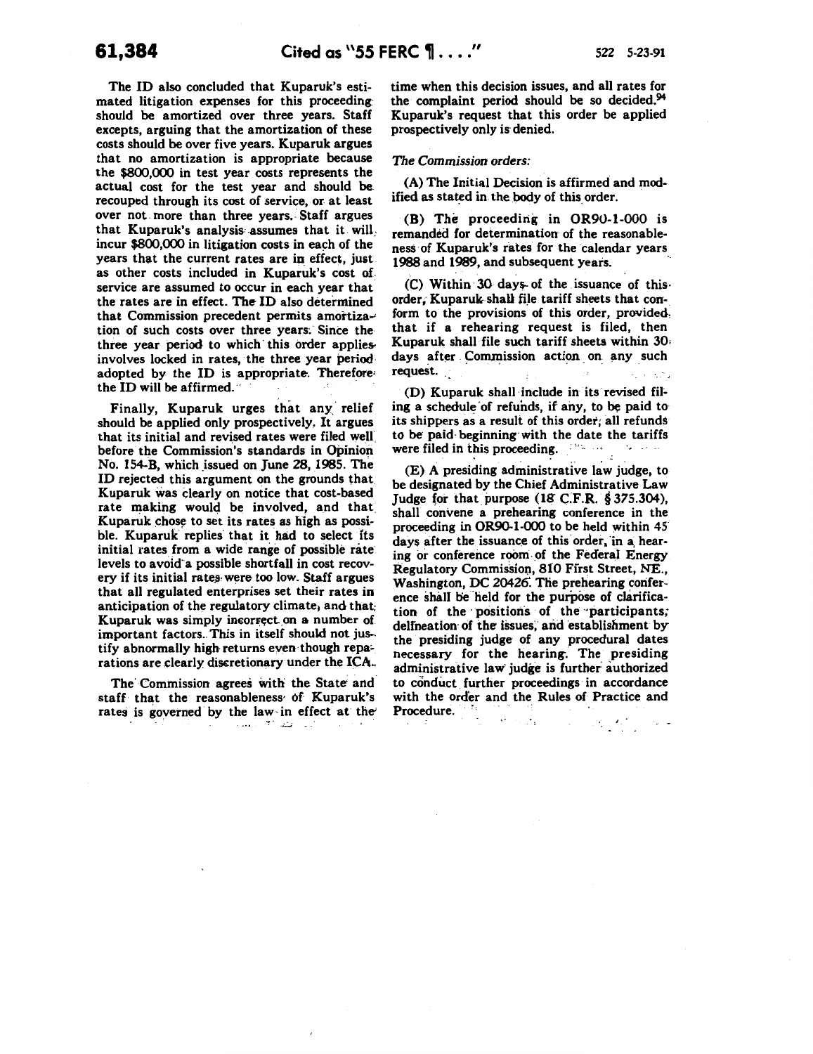The ID also concluded that Kuparuk's estimated litigation expenses for this proceeding should be amortized over three years. Staff excepts, arguing that the amortization of these costs should be over five years. Kuparuk argues that no amortization is appropriate because the $800,000 in test year costs represents the actual cost for the test year and should be recouped through its cost of service, or at least over not more than three years. Staff argues that Kuparuk's analysis assumes that it will incur $800,000 in litigation costs in each of the years that the current rates are in effect, just as other costs included in Kuparuk's cost of service are assumed to occur in each year that the rates are in effect. The ID also determined that Commission precedent permits amortization of such costs over three years. Since the three year period to which this order applies involves locked in rates, the three year period adopted by the ID is appropriate. Therefore the ID will be affirmed.

Finally, Kuparuk urges that any relief should be applied only prospectively. It argues that its initial and revised rates were filed well before the Commission's standards in Opinion No. 154-B, which issued on June 28, 1985. The ID rejected this argument on the grounds that Kuparuk was clearly on notice that cost-based rate making would be involved, and that Kuparuk chose to set its rates as high as possible. Kuparuk replies that it had to select its initial rates from a wide range of possible rate levels to avoid a possible shortfall in cost recovery if its initial rates were too low. Staff argues that all regulated enterprises set their rates in anticipation of the regulatory climate, and that Kuparuk was simply incorrect on a number of important factors. This in itself should not justify abnormally high returns even though reparations are clearly discretionary under the ICA.

The Commission agrees with the State and staff that the reasonableness of Kuparuk's rates is governed by the law in effect at the time when this decision issues, and all rates for the complaint period should be so decided.[94] Kuparuk's request that this order be applied prospectively only is denied.

*The Commission orders:*

(A) The Initial Decision is affirmed and modified as stated in the body of this order.

(B) The proceeding in OR90-1-000 is remanded for determination of the reasonableness of Kuparuk's rates for the calendar years 1988 and 1989, and subsequent years.

(C) Within 30 days of the issuance of this order, Kuparuk shall file tariff sheets that conform to the provisions of this order, provided, that if a rehearing request is filed, then Kuparuk shall file such tariff sheets within 30 days after Commission action on any such request.

(D) Kuparuk shall include in its revised filing a schedule of refunds, if any, to be paid to its shippers as a result of this order; all refunds to be paid beginning with the date the tariffs were filed in this proceeding.

(E) A presiding administrative law judge, to be designated by the Chief Administrative Law Judge for that purpose (18 C.F.R. § 375.304), shall convene a prehearing conference in the proceeding in OR90-1-000 to be held within 45 days after the issuance of this order, in a hearing or conference room of the Federal Energy Regulatory Commission, 810 First Street, NE., Washington, DC 20426. The prehearing conference shall be held for the purpose of clarification of the positions of the participants, delineation of the issues, and establishment by the presiding judge of any procedural dates necessary for the hearing. The presiding administrative law judge is further authorized to conduct further proceedings in accordance with the order and the Rules of Practice and Procedure.